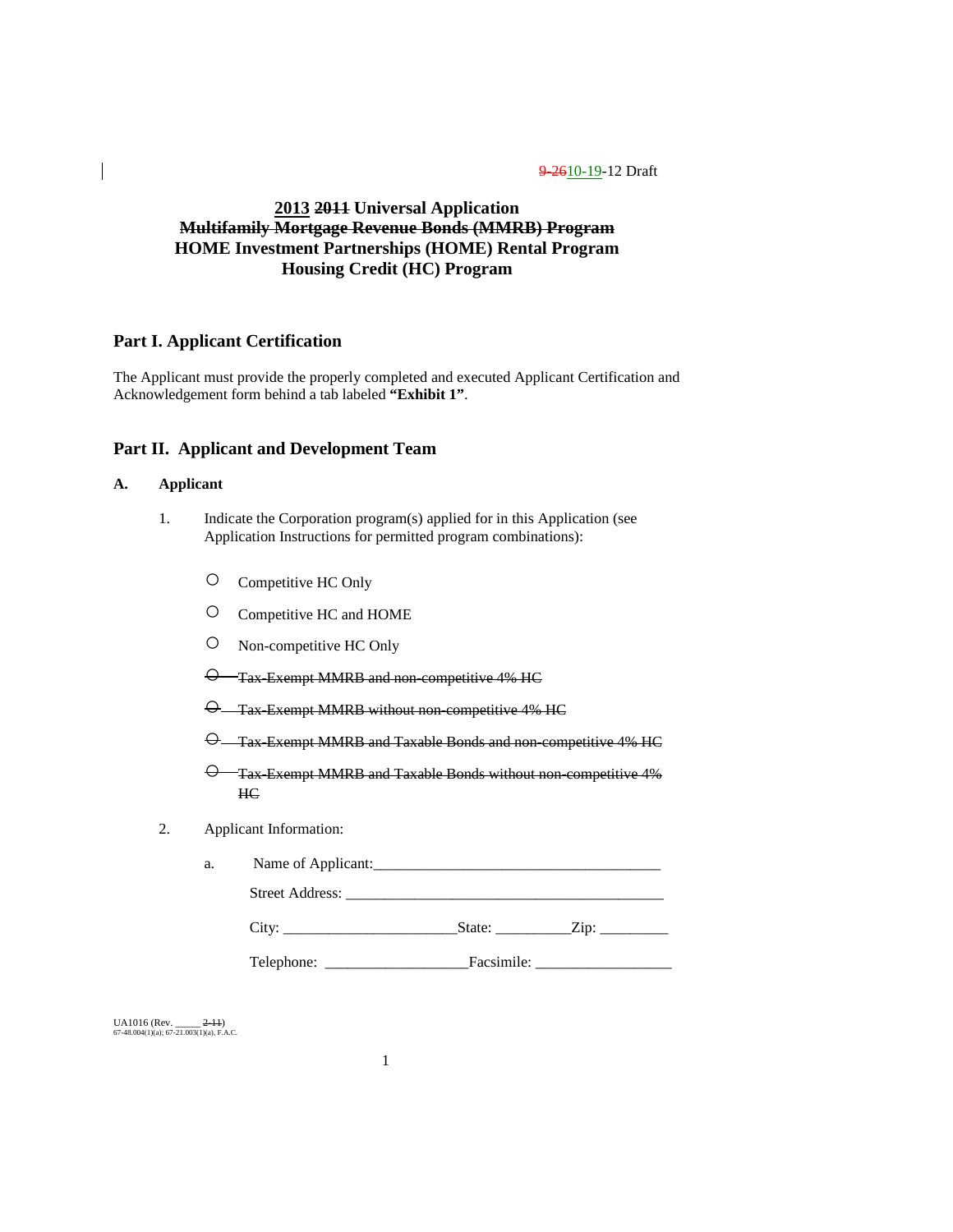~~9-26~~10-19-12 Draft

# 2013 ~~2011~~ Universal Application
# ~~Multifamily Mortgage Revenue Bonds (MMRB) Program~~
# HOME Investment Partnerships (HOME) Rental Program
# Housing Credit (HC) Program

## Part I. Applicant Certification

The Applicant must provide the properly completed and executed Applicant Certification and Acknowledgement form behind a tab labeled **"Exhibit 1"**.

## Part II. Applicant and Development Team

### A. Applicant

1. Indicate the Corporation program(s) applied for in this Application (see Application Instructions for permitted program combinations):

   - ○ Competitive HC Only
   - ○ Competitive HC and HOME
   - ○ Non-competitive HC Only
   - ~~○ Tax-Exempt MMRB and non-competitive 4% HC~~
   - ~~○ Tax-Exempt MMRB without non-competitive 4% HC~~
   - ~~○ Tax-Exempt MMRB and Taxable Bonds and non-competitive 4% HC~~
   - ~~○ Tax-Exempt MMRB and Taxable Bonds without non-competitive 4% HC~~

2. Applicant Information:

   a. Name of Applicant:_____________________________________

      Street Address: __________________________________________

      City: ______________________State: __________Zip: _________

      Telephone: ___________________Facsimile: __________________

UA1016 (Rev. _____ ~~2-11~~)
67-48.004(1)(a); 67-21.003(1)(a), F.A.C.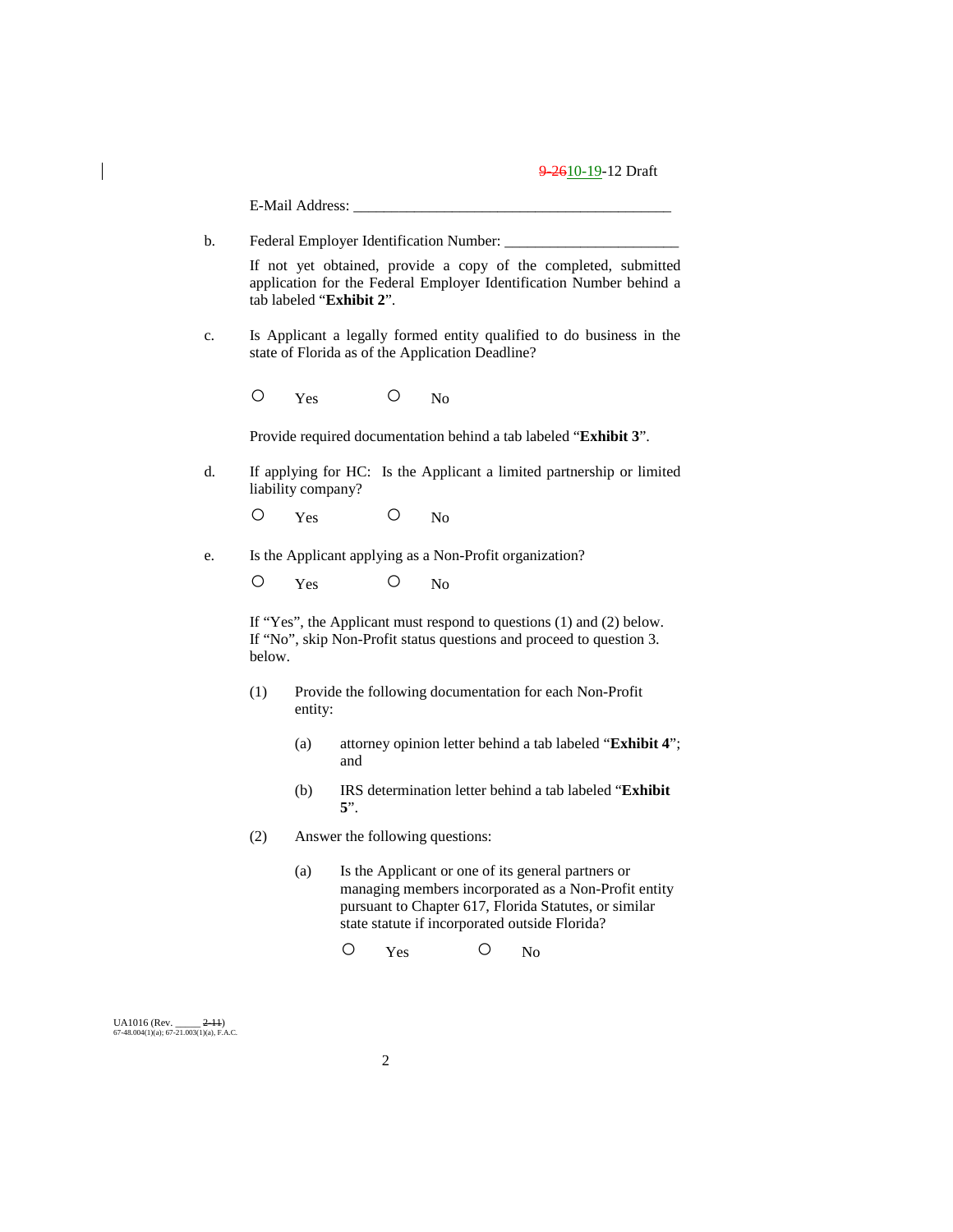E-Mail Address: ___________________________________________

b. Federal Employer Identification Number: _______________________

If not yet obtained, provide a copy of the completed, submitted application for the Federal Employer Identification Number behind a tab labeled "**Exhibit 2**".

c. Is Applicant a legally formed entity qualified to do business in the state of Florida as of the Application Deadline?

○ Yes ○ No

Provide required documentation behind a tab labeled "**Exhibit 3**".

d. If applying for HC: Is the Applicant a limited partnership or limited liability company?

○ Yes ○ No

e. Is the Applicant applying as a Non-Profit organization?

○ Yes ○ No

If "Yes", the Applicant must respond to questions (1) and (2) below. If "No", skip Non-Profit status questions and proceed to question 3. below.

(1) Provide the following documentation for each Non-Profit entity:

(a) attorney opinion letter behind a tab labeled "**Exhibit 4**"; and

(b) IRS determination letter behind a tab labeled "**Exhibit 5**".

(2) Answer the following questions:

(a) Is the Applicant or one of its general partners or managing members incorporated as a Non-Profit entity pursuant to Chapter 617, Florida Statutes, or similar state statute if incorporated outside Florida?

○ Yes ○ No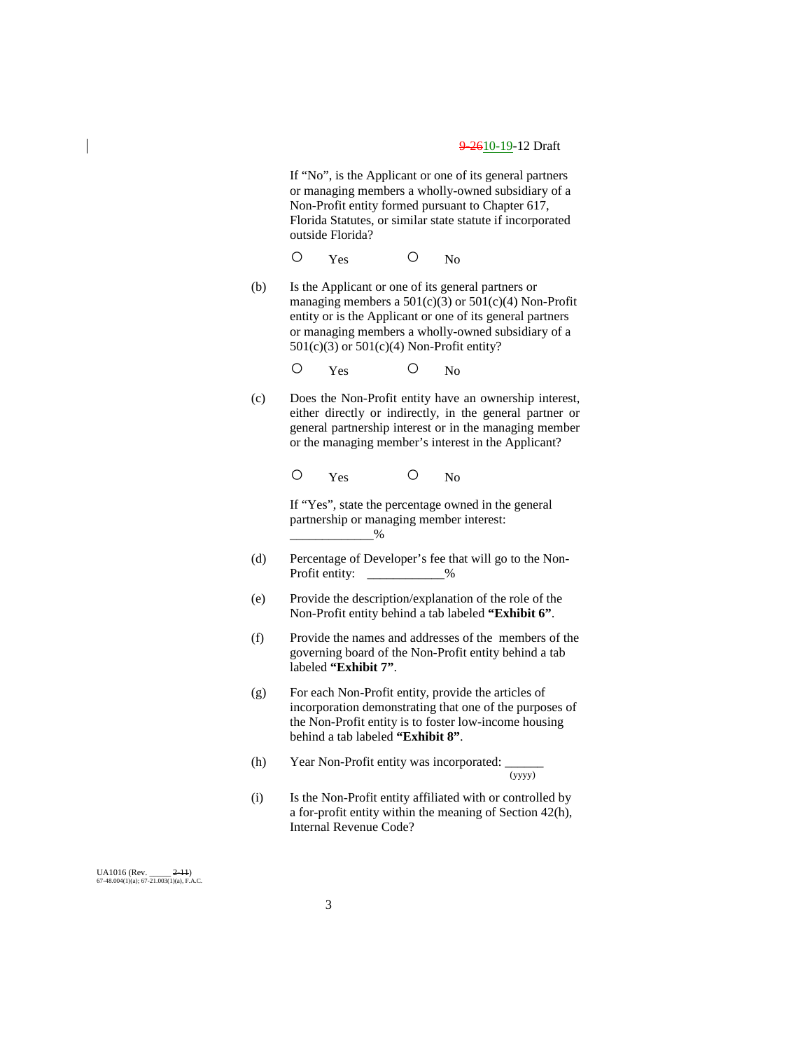If "No", is the Applicant or one of its general partners or managing members a wholly-owned subsidiary of a Non-Profit entity formed pursuant to Chapter 617, Florida Statutes, or similar state statute if incorporated outside Florida?

○ Yes ○ No

(b) Is the Applicant or one of its general partners or managing members a 501(c)(3) or 501(c)(4) Non-Profit entity or is the Applicant or one of its general partners or managing members a wholly-owned subsidiary of a 501(c)(3) or 501(c)(4) Non-Profit entity?

○ Yes ○ No

(c) Does the Non-Profit entity have an ownership interest, either directly or indirectly, in the general partner or general partnership interest or in the managing member or the managing member's interest in the Applicant?

○ Yes ○ No

If "Yes", state the percentage owned in the general partnership or managing member interest: ____________%

(d) Percentage of Developer's fee that will go to the Non-Profit entity: ___________%

(e) Provide the description/explanation of the role of the Non-Profit entity behind a tab labeled **"Exhibit 6"**.

(f) Provide the names and addresses of the members of the governing board of the Non-Profit entity behind a tab labeled **"Exhibit 7"**.

(g) For each Non-Profit entity, provide the articles of incorporation demonstrating that one of the purposes of the Non-Profit entity is to foster low-income housing behind a tab labeled **"Exhibit 8"**.

(h) Year Non-Profit entity was incorporated: ______ (yyyy)

(i) Is the Non-Profit entity affiliated with or controlled by a for-profit entity within the meaning of Section 42(h), Internal Revenue Code?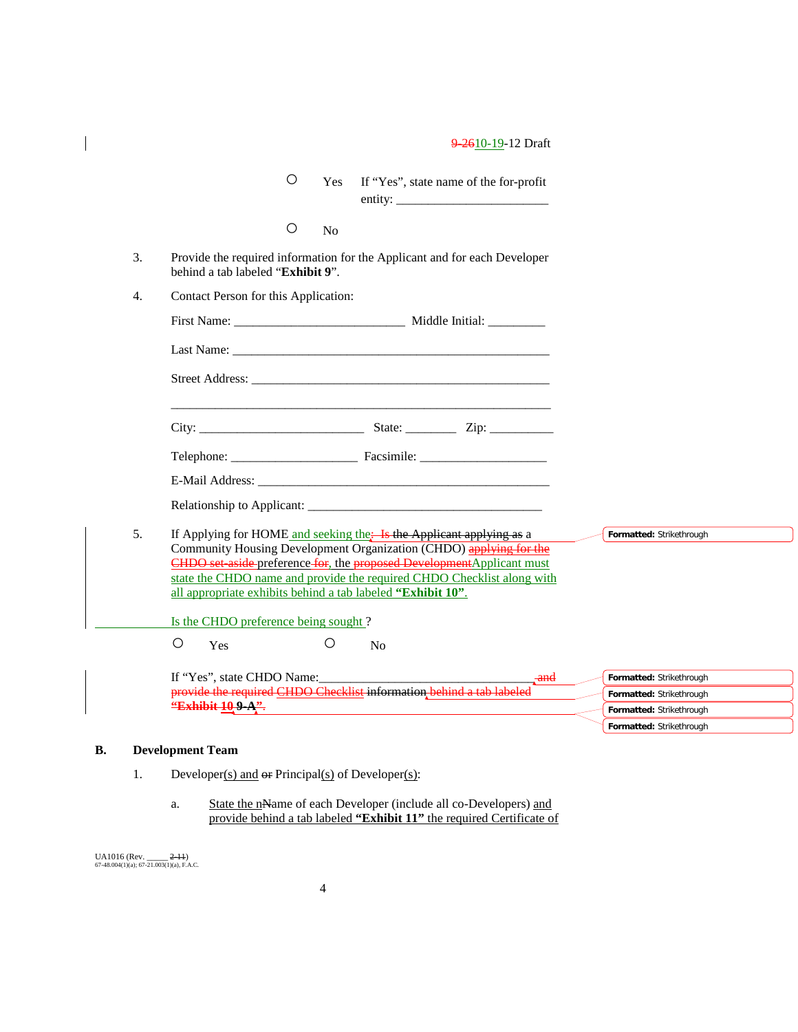○ Yes If "Yes", state name of the for-profit entity: ________________________

○ No

3. Provide the required information for the Applicant and for each Developer behind a tab labeled "**Exhibit 9**".

4. Contact Person for this Application:

   First Name: __________________________ Middle Initial: _________

   Last Name: ________________________________________________

   Street Address: _____________________________________________

   ____________________________________________________________

   City: _________________________ State: ________ Zip: __________

   Telephone: ____________________ Facsimile: ____________________

   E-Mail Address: _____________________________________________

   Relationship to Applicant: ____________________________________

5. If Applying for HOME and seeking the ~~; Is the Applicant applying as~~ a Community Housing Development Organization (CHDO) ~~applying for the CHDO set-aside~~ preference ~~for~~, the ~~proposed Development~~Applicant must state the CHDO name and provide the required CHDO Checklist along with all appropriate exhibits behind a tab labeled **"Exhibit 10"**.

   Is the CHDO preference being sought ?

   ○ Yes ○ No

   If "Yes", state CHDO Name:___________________________________ ~~and provide the required CHDO Checklist~~ ~~information~~ ~~behind a tab labeled~~ ~~**"Exhibit 10 9-A"**~~.

**B. Development Team**

1. Developer(s) and ~~or~~ Principal(s) of Developer(s):

   a. State the ~~N~~name of each Developer (include all co-Developers) and provide behind a tab labeled **"Exhibit 11"** the required Certificate of

UA1016 (Rev. _____ ~~2-11~~)
67-48.004(1)(a); 67-21.003(1)(a), F.A.C.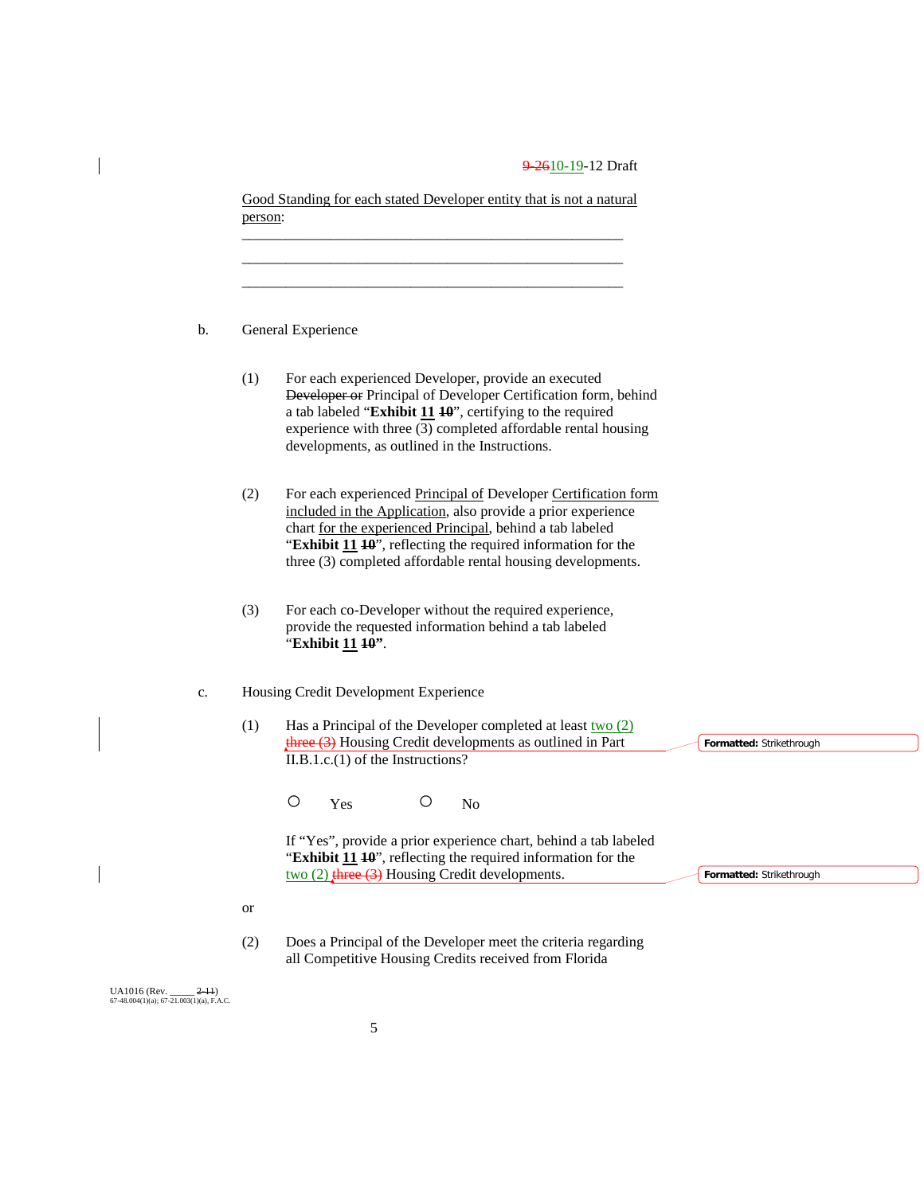9-2610-19-12 Draft

Good Standing for each stated Developer entity that is not a natural person:

\_\_\_\_\_\_\_\_\_\_\_\_\_\_\_\_\_\_\_\_\_\_\_\_\_\_\_\_\_\_\_\_\_\_\_\_\_\_\_\_\_\_\_\_\_\_\_\_\_\_\_\_\_

\_\_\_\_\_\_\_\_\_\_\_\_\_\_\_\_\_\_\_\_\_\_\_\_\_\_\_\_\_\_\_\_\_\_\_\_\_\_\_\_\_\_\_\_\_\_\_\_\_\_\_\_\_

\_\_\_\_\_\_\_\_\_\_\_\_\_\_\_\_\_\_\_\_\_\_\_\_\_\_\_\_\_\_\_\_\_\_\_\_\_\_\_\_\_\_\_\_\_\_\_\_\_\_\_\_\_

b. General Experience

(1) For each experienced Developer, provide an executed ~~Developer or~~ Principal of Developer Certification form, behind a tab labeled "**Exhibit 11** ~~**10**~~", certifying to the required experience with three (3) completed affordable rental housing developments, as outlined in the Instructions.

(2) For each experienced Principal of Developer Certification form included in the Application, also provide a prior experience chart for the experienced Principal, behind a tab labeled "**Exhibit 11** ~~**10**~~", reflecting the required information for the three (3) completed affordable rental housing developments.

(3) For each co-Developer without the required experience, provide the requested information behind a tab labeled "**Exhibit 11** ~~**10**~~".

c. Housing Credit Development Experience

(1) Has a Principal of the Developer completed at least two (2) ~~three (3)~~ Housing Credit developments as outlined in Part II.B.1.c.(1) of the Instructions?

○ Yes ○ No

If "Yes", provide a prior experience chart, behind a tab labeled "**Exhibit 11** ~~**10**~~", reflecting the required information for the two (2) ~~three (3)~~ Housing Credit developments.

or

(2) Does a Principal of the Developer meet the criteria regarding all Competitive Housing Credits received from Florida

UA1016 (Rev. \_\_\_\_\_ ~~2-11~~)
67-48.004(1)(a); 67-21.003(1)(a), F.A.C.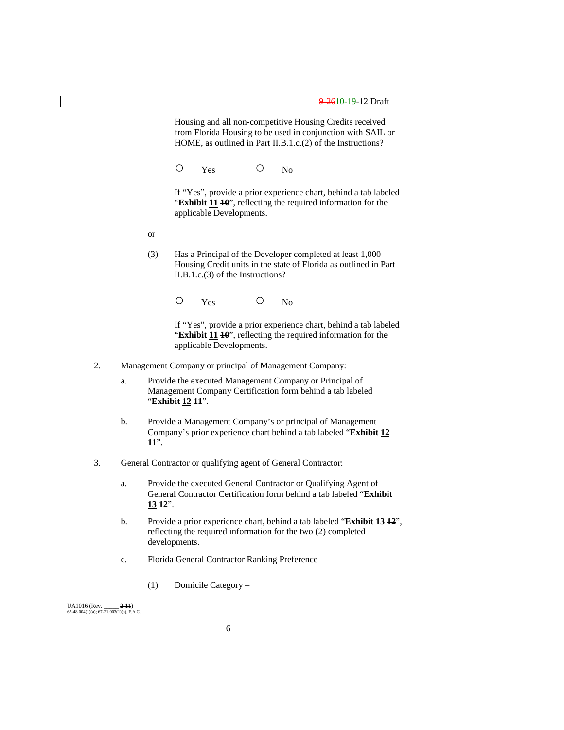Housing and all non-competitive Housing Credits received from Florida Housing to be used in conjunction with SAIL or HOME, as outlined in Part II.B.1.c.(2) of the Instructions?

○ Yes ○ No

If "Yes", provide a prior experience chart, behind a tab labeled "**Exhibit 11** ~~10~~", reflecting the required information for the applicable Developments.

or

(3) Has a Principal of the Developer completed at least 1,000 Housing Credit units in the state of Florida as outlined in Part II.B.1.c.(3) of the Instructions?

○ Yes ○ No

If "Yes", provide a prior experience chart, behind a tab labeled "**Exhibit 11** ~~10~~", reflecting the required information for the applicable Developments.

2. Management Company or principal of Management Company:

   a. Provide the executed Management Company or Principal of Management Company Certification form behind a tab labeled "**Exhibit 12** ~~11~~".

   b. Provide a Management Company's or principal of Management Company's prior experience chart behind a tab labeled "**Exhibit 12** ~~11~~".

3. General Contractor or qualifying agent of General Contractor:

   a. Provide the executed General Contractor or Qualifying Agent of General Contractor Certification form behind a tab labeled "**Exhibit 13** ~~12~~".

   b. Provide a prior experience chart, behind a tab labeled "**Exhibit 13** ~~12~~", reflecting the required information for the two (2) completed developments.

   ~~c. Florida General Contractor Ranking Preference~~

   ~~(1) Domicile Category –~~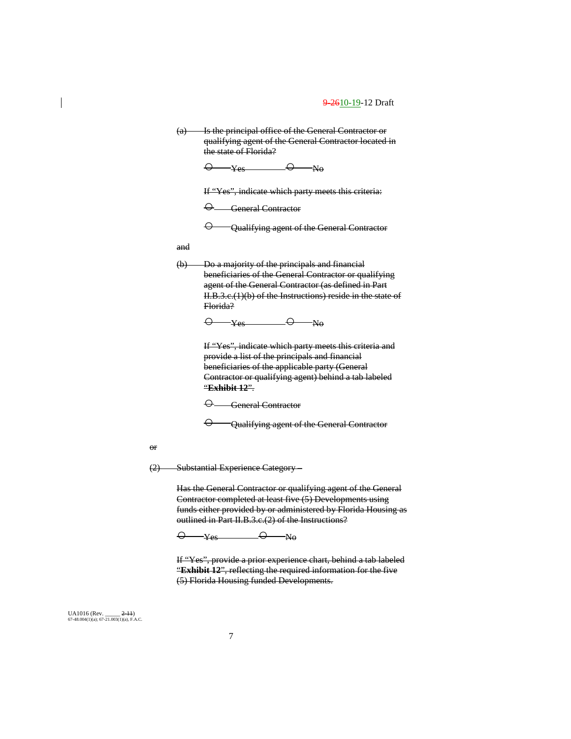~~(a) Is the principal office of the General Contractor or qualifying agent of the General Contractor located in the state of Florida?~~

~~○ Yes ○ No~~

~~If "Yes", indicate which party meets this criteria:~~

~~○ General Contractor~~

~~○ Qualifying agent of the General Contractor~~

~~and~~

~~(b) Do a majority of the principals and financial beneficiaries of the General Contractor or qualifying agent of the General Contractor (as defined in Part II.B.3.c.(1)(b) of the Instructions) reside in the state of Florida?~~

~~○ Yes ○ No~~

~~If "Yes", indicate which party meets this criteria and provide a list of the principals and financial beneficiaries of the applicable party (General Contractor or qualifying agent) behind a tab labeled "**Exhibit 12**".~~

~~○ General Contractor~~

~~○ Qualifying agent of the General Contractor~~

~~or~~

~~(2) Substantial Experience Category –~~

~~Has the General Contractor or qualifying agent of the General Contractor completed at least five (5) Developments using funds either provided by or administered by Florida Housing as outlined in Part II.B.3.c.(2) of the Instructions?~~

~~○ Yes ○ No~~

~~If "Yes", provide a prior experience chart, behind a tab labeled "**Exhibit 12**", reflecting the required information for the five (5) Florida Housing funded Developments.~~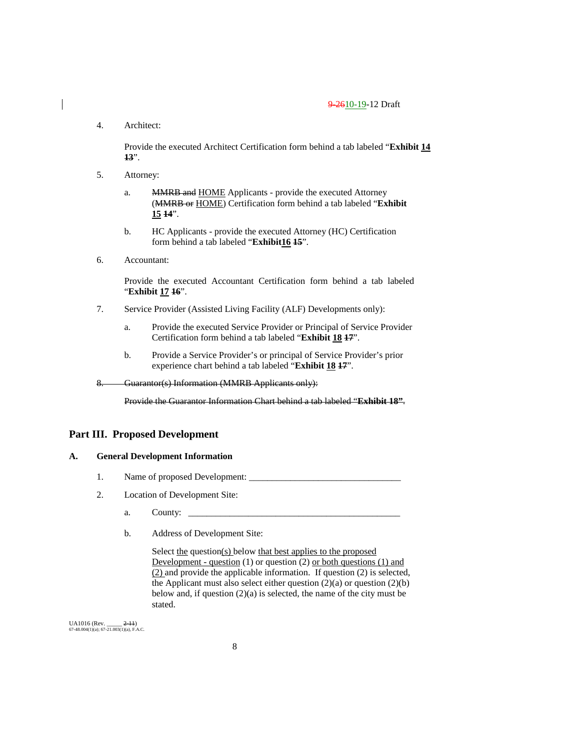4. Architect:

   Provide the executed Architect Certification form behind a tab labeled "**Exhibit 14 ~~13~~**".

5. Attorney:

   a. ~~MMRB and~~ HOME Applicants - provide the executed Attorney (~~MMRB or~~ HOME) Certification form behind a tab labeled "**Exhibit 15 ~~14~~**".

   b. HC Applicants - provide the executed Attorney (HC) Certification form behind a tab labeled "**Exhibit16 ~~15~~**".

6. Accountant:

   Provide the executed Accountant Certification form behind a tab labeled "**Exhibit 17 ~~16~~**".

7. Service Provider (Assisted Living Facility (ALF) Developments only):

   a. Provide the executed Service Provider or Principal of Service Provider Certification form behind a tab labeled "**Exhibit 18 ~~17~~**".

   b. Provide a Service Provider's or principal of Service Provider's prior experience chart behind a tab labeled "**Exhibit 18 ~~17~~**".

~~8. Guarantor(s) Information (MMRB Applicants only):~~

~~Provide the Guarantor Information Chart behind a tab labeled "**Exhibit 18"**.~~

## Part III. Proposed Development

### A. General Development Information

1. Name of proposed Development: _________________________________

2. Location of Development Site:

   a. County: _______________________________________________

   b. Address of Development Site:

      Select the question(s) below that best applies to the proposed Development - question (1) or question (2) or both questions (1) and (2) and provide the applicable information. If question (2) is selected, the Applicant must also select either question (2)(a) or question (2)(b) below and, if question (2)(a) is selected, the name of the city must be stated.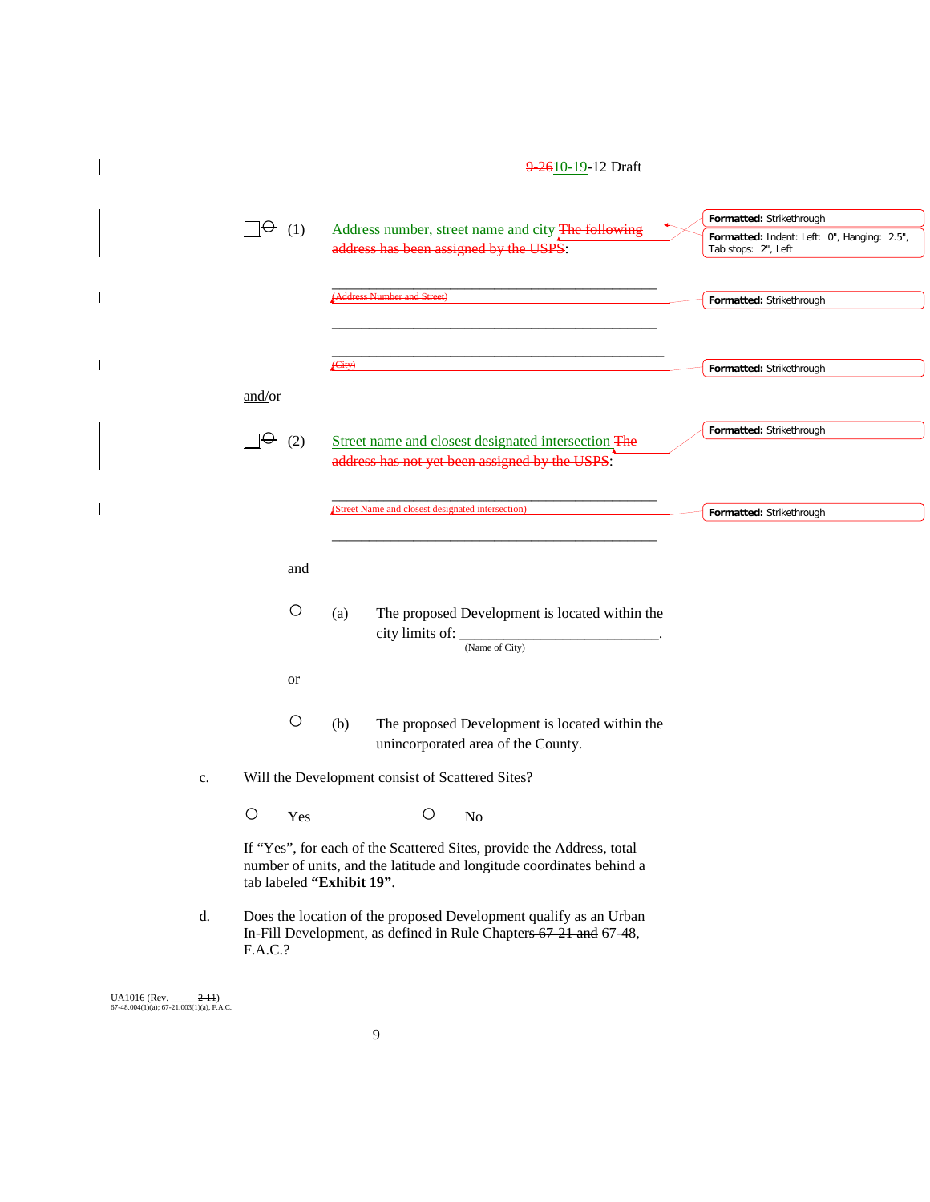☐ (1) Address number, street name and city ~~The following address has been assigned by the USPS~~:

_______________________________________________

~~(Address Number and Street)~~

_______________________________________________

_______________________________________________

~~(City)~~

and/or

☐ (2) Street name and closest designated intersection ~~The address has not yet been assigned by the USPS~~:

_______________________________________________

~~(Street Name and closest designated intersection)~~

_______________________________________________

and

○ (a) The proposed Development is located within the city limits of: ___________________________.
(Name of City)

or

○ (b) The proposed Development is located within the unincorporated area of the County.

c. Will the Development consist of Scattered Sites?

○ Yes ○ No

If "Yes", for each of the Scattered Sites, provide the Address, total number of units, and the latitude and longitude coordinates behind a tab labeled **"Exhibit 19"**.

d. Does the location of the proposed Development qualify as an Urban In-Fill Development, as defined in Rule Chapters ~~67-21 and~~ 67-48, F.A.C.?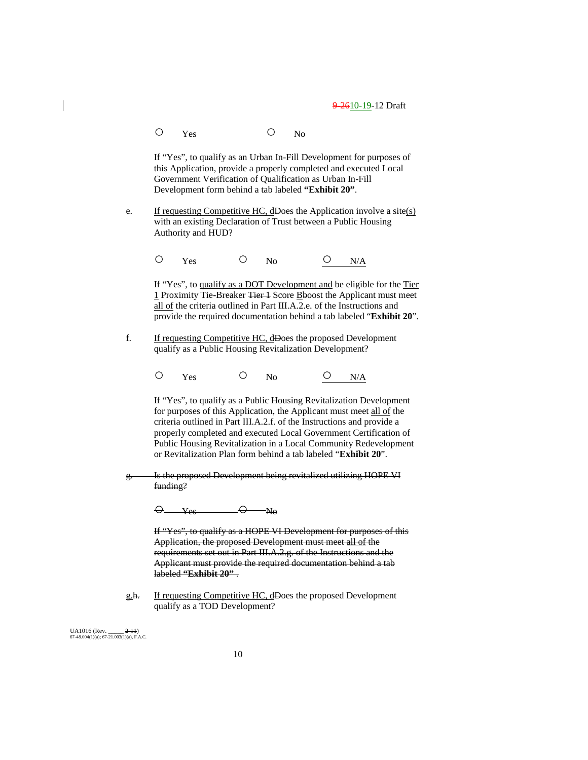○ Yes ○ No

If "Yes", to qualify as an Urban In-Fill Development for purposes of this Application, provide a properly completed and executed Local Government Verification of Qualification as Urban In-Fill Development form behind a tab labeled **"Exhibit 20"**.

e. If requesting Competitive HC, dDoes the Application involve a site(s) with an existing Declaration of Trust between a Public Housing Authority and HUD?

○ Yes ○ No ○ N/A

If "Yes", to qualify as a DOT Development and be eligible for the Tier 1 Proximity Tie-Breaker ~~Tier 1~~ Score Bboost the Applicant must meet all of the criteria outlined in Part III.A.2.e. of the Instructions and provide the required documentation behind a tab labeled "**Exhibit 20**".

f. If requesting Competitive HC, dDoes the proposed Development qualify as a Public Housing Revitalization Development?

○ Yes ○ No ○ N/A

If "Yes", to qualify as a Public Housing Revitalization Development for purposes of this Application, the Applicant must meet all of the criteria outlined in Part III.A.2.f. of the Instructions and provide a properly completed and executed Local Government Certification of Public Housing Revitalization in a Local Community Redevelopment or Revitalization Plan form behind a tab labeled "**Exhibit 20**".

~~g. Is the proposed Development being revitalized utilizing HOPE VI funding?~~

~~○ Yes ○ No~~

~~If "Yes", to qualify as a HOPE VI Development for purposes of this Application, the proposed Development must meet all of the requirements set out in Part III.A.2.g. of the Instructions and the Applicant must provide the required documentation behind a tab labeled **"Exhibit 20"**.~~

g.~~h.~~ If requesting Competitive HC, dDoes the proposed Development qualify as a TOD Development?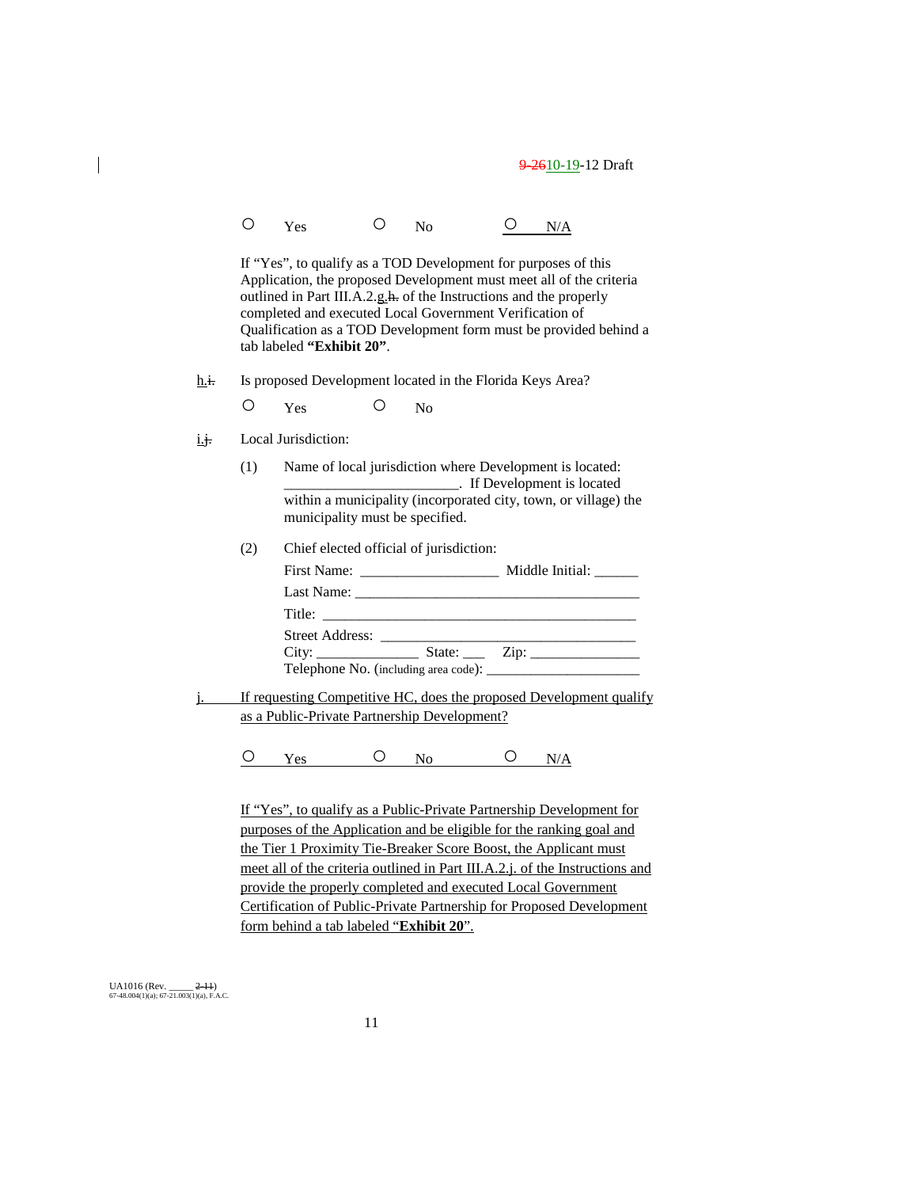○ Yes ○ No ○ N/A

If "Yes", to qualify as a TOD Development for purposes of this Application, the proposed Development must meet all of the criteria outlined in Part III.A.2.g.~~h.~~ of the Instructions and the properly completed and executed Local Government Verification of Qualification as a TOD Development form must be provided behind a tab labeled **"Exhibit 20"**.

h.~~i.~~ Is proposed Development located in the Florida Keys Area?

○ Yes ○ No

i.~~j.~~ Local Jurisdiction:

(1) Name of local jurisdiction where Development is located: ________________________. If Development is located within a municipality (incorporated city, town, or village) the municipality must be specified.

(2) Chief elected official of jurisdiction:

First Name: __________________ Middle Initial: ______

Last Name: ________________________________________

Title: ____________________________________________

Street Address: ___________________________________

City: ______________ State: ___ Zip: _______________

Telephone No. (including area code): ______________________

j. If requesting Competitive HC, does the proposed Development qualify as a Public-Private Partnership Development?

○ Yes ○ No ○ N/A

If "Yes", to qualify as a Public-Private Partnership Development for purposes of the Application and be eligible for the ranking goal and the Tier 1 Proximity Tie-Breaker Score Boost, the Applicant must meet all of the criteria outlined in Part III.A.2.j. of the Instructions and provide the properly completed and executed Local Government Certification of Public-Private Partnership for Proposed Development form behind a tab labeled "**Exhibit 20**".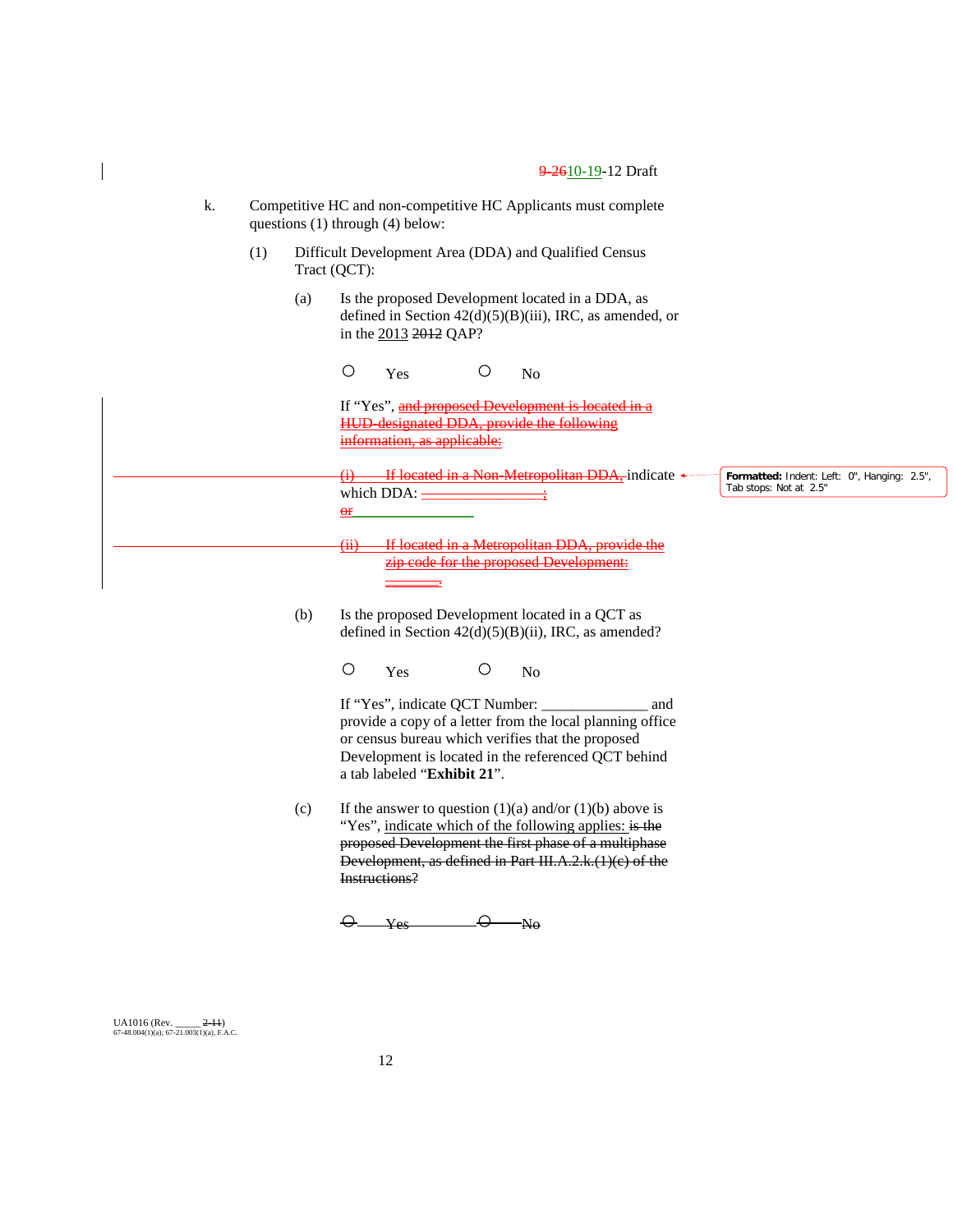k. Competitive HC and non-competitive HC Applicants must complete questions (1) through (4) below:

(1) Difficult Development Area (DDA) and Qualified Census Tract (QCT):

(a) Is the proposed Development located in a DDA, as defined in Section 42(d)(5)(B)(iii), IRC, as amended, or in the 2013 ~~2012~~ QAP?

○ Yes ○ No

If "Yes", ~~and proposed Development is located in a HUD-designated DDA, provide the following information, as applicable:~~

~~(i) If located in a Non-Metropolitan DDA,~~ indicate which DDA: ~~_______________;~~ ~~or~~ _______________

~~(ii) If located in a Metropolitan DDA, provide the zip code for the proposed Development: _______.~~

(b) Is the proposed Development located in a QCT as defined in Section 42(d)(5)(B)(ii), IRC, as amended?

○ Yes ○ No

If "Yes", indicate QCT Number: _____________ and provide a copy of a letter from the local planning office or census bureau which verifies that the proposed Development is located in the referenced QCT behind a tab labeled "**Exhibit 21**".

(c) If the answer to question (1)(a) and/or (1)(b) above is "Yes", indicate which of the following applies: ~~is the proposed Development the first phase of a multiphase Development, as defined in Part III.A.2.k.(1)(c) of the Instructions?~~

~~○ Yes ○ No~~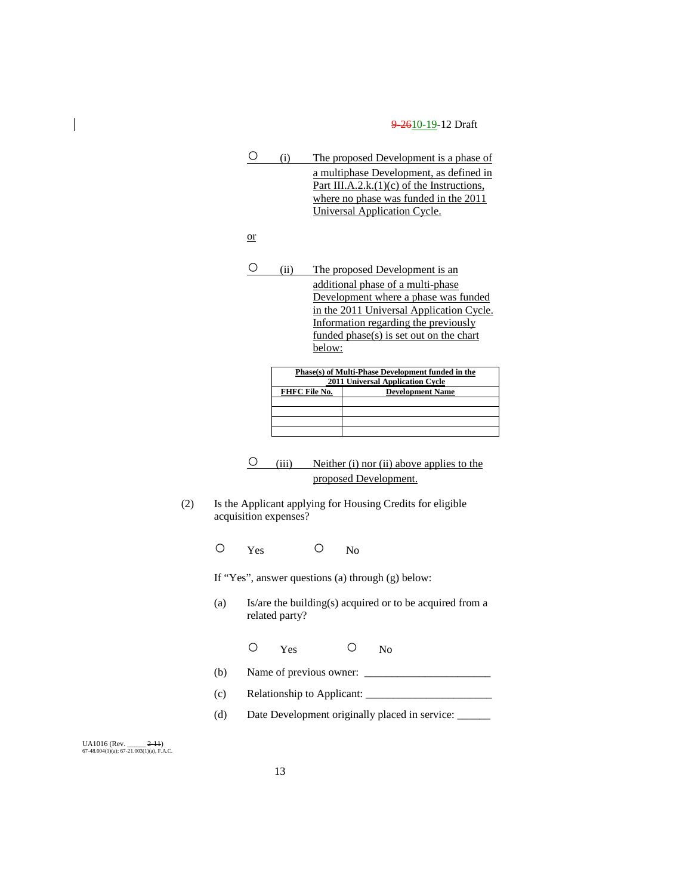○ (i) The proposed Development is a phase of a multiphase Development, as defined in Part III.A.2.k.(1)(c) of the Instructions, where no phase was funded in the 2011 Universal Application Cycle.

or

○ (ii) The proposed Development is an additional phase of a multi-phase Development where a phase was funded in the 2011 Universal Application Cycle. Information regarding the previously funded phase(s) is set out on the chart below:

| **Phase(s) of Multi-Phase Development funded in the 2011 Universal Application Cycle** | |
|---|---|
| **FHFC File No.** | **Development Name** |
| | |
| | |
| | |
| | |

○ (iii) Neither (i) nor (ii) above applies to the proposed Development.

(2) Is the Applicant applying for Housing Credits for eligible acquisition expenses?

○ Yes ○ No

If "Yes", answer questions (a) through (g) below:

(a) Is/are the building(s) acquired or to be acquired from a related party?

○ Yes ○ No

(b) Name of previous owner: ______________________

(c) Relationship to Applicant: ______________________

(d) Date Development originally placed in service: ______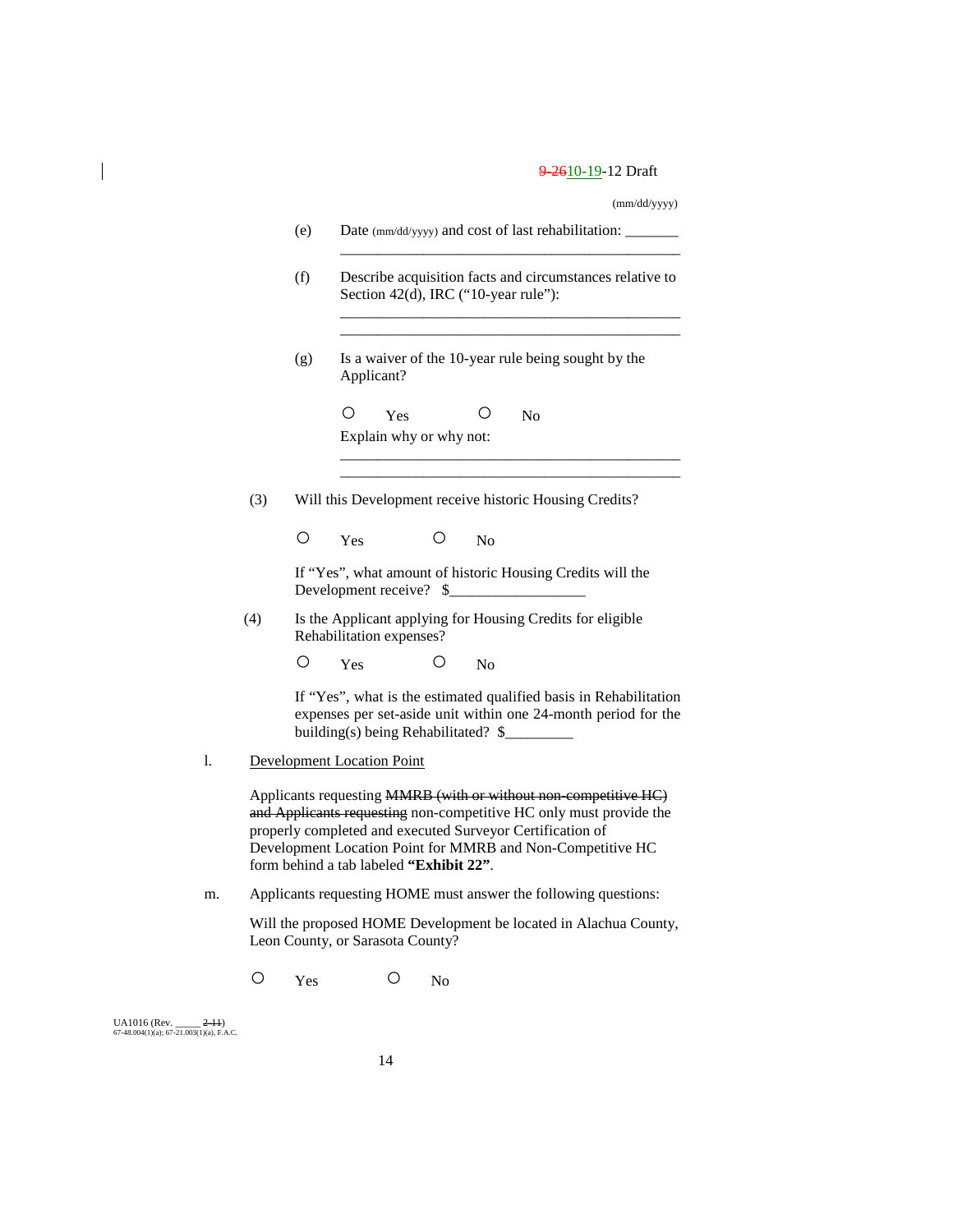(mm/dd/yyyy)

(e) Date (mm/dd/yyyy) and cost of last rehabilitation: _______ _____________________________________________

(f) Describe acquisition facts and circumstances relative to Section 42(d), IRC ("10-year rule"):

_____________________________________________

_____________________________________________

(g) Is a waiver of the 10-year rule being sought by the Applicant?

○ Yes ○ No

Explain why or why not:

_____________________________________________

_____________________________________________

(3) Will this Development receive historic Housing Credits?

○ Yes ○ No

If "Yes", what amount of historic Housing Credits will the Development receive? $_________________

(4) Is the Applicant applying for Housing Credits for eligible Rehabilitation expenses?

○ Yes ○ No

If "Yes", what is the estimated qualified basis in Rehabilitation expenses per set-aside unit within one 24-month period for the building(s) being Rehabilitated? $_________

l. Development Location Point

Applicants requesting ~~MMRB (with or without non-competitive HC) and Applicants requesting~~ non-competitive HC only must provide the properly completed and executed Surveyor Certification of Development Location Point for MMRB and Non-Competitive HC form behind a tab labeled **"Exhibit 22"**.

m. Applicants requesting HOME must answer the following questions:

Will the proposed HOME Development be located in Alachua County, Leon County, or Sarasota County?

○ Yes ○ No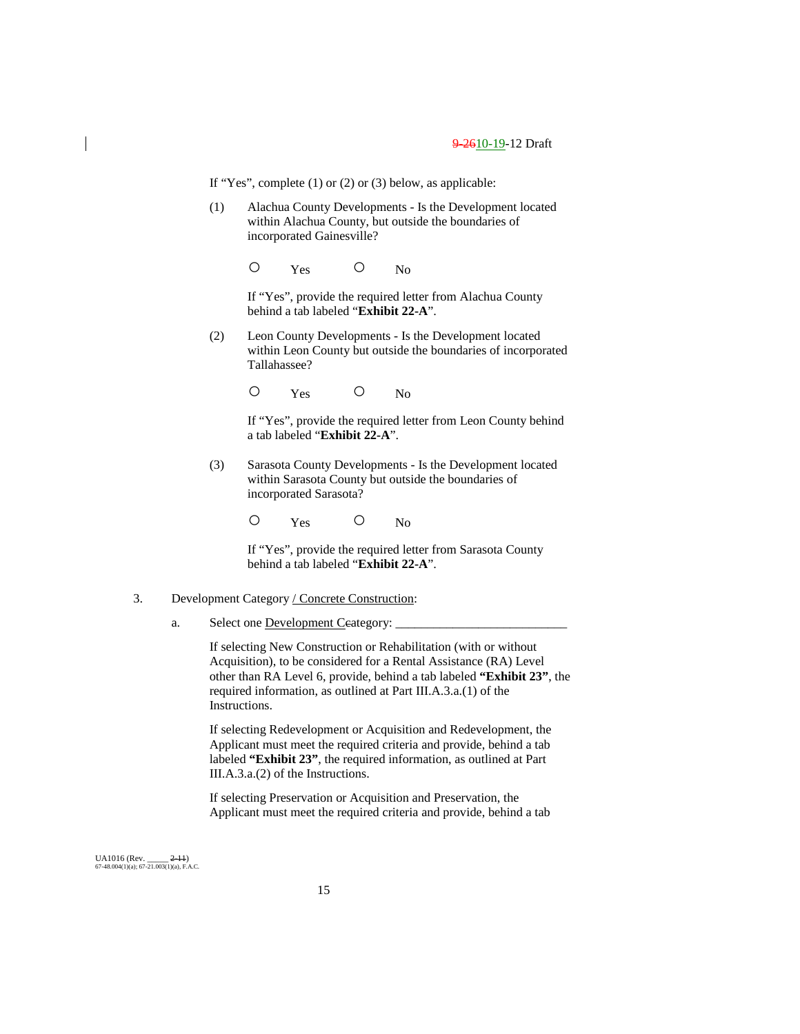If "Yes", complete (1) or (2) or (3) below, as applicable:

(1) Alachua County Developments - Is the Development located within Alachua County, but outside the boundaries of incorporated Gainesville?

○ Yes ○ No

If "Yes", provide the required letter from Alachua County behind a tab labeled "**Exhibit 22-A**".

(2) Leon County Developments - Is the Development located within Leon County but outside the boundaries of incorporated Tallahassee?

○ Yes ○ No

If "Yes", provide the required letter from Leon County behind a tab labeled "**Exhibit 22-A**".

(3) Sarasota County Developments - Is the Development located within Sarasota County but outside the boundaries of incorporated Sarasota?

○ Yes ○ No

If "Yes", provide the required letter from Sarasota County behind a tab labeled "**Exhibit 22-A**".

3. Development Category / Concrete Construction:

a. Select one Development Ccategory: ___________________________

If selecting New Construction or Rehabilitation (with or without Acquisition), to be considered for a Rental Assistance (RA) Level other than RA Level 6, provide, behind a tab labeled **"Exhibit 23"**, the required information, as outlined at Part III.A.3.a.(1) of the Instructions.

If selecting Redevelopment or Acquisition and Redevelopment, the Applicant must meet the required criteria and provide, behind a tab labeled **"Exhibit 23"**, the required information, as outlined at Part III.A.3.a.(2) of the Instructions.

If selecting Preservation or Acquisition and Preservation, the Applicant must meet the required criteria and provide, behind a tab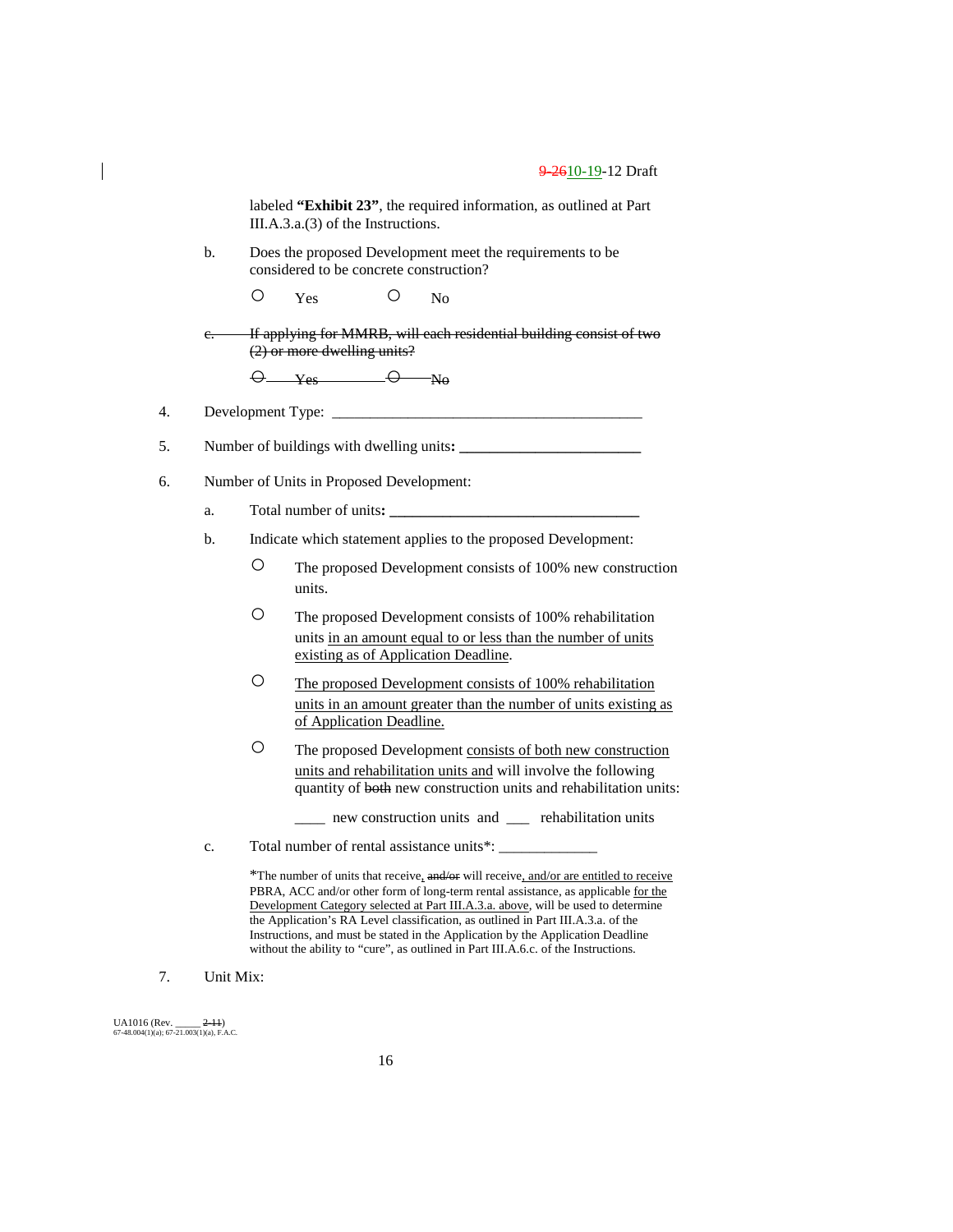labeled **"Exhibit 23"**, the required information, as outlined at Part III.A.3.a.(3) of the Instructions.

b. Does the proposed Development meet the requirements to be considered to be concrete construction?

○ Yes ○ No

~~c. If applying for MMRB, will each residential building consist of two (2) or more dwelling units?~~

~~○ Yes ○ No~~

4. Development Type: ________________________________________

5. Number of buildings with dwelling units**:** ________________________

6. Number of Units in Proposed Development:

   a. Total number of units**:** ________________________________

   b. Indicate which statement applies to the proposed Development:

   ○ The proposed Development consists of 100% new construction units.

   ○ The proposed Development consists of 100% rehabilitation units in an amount equal to or less than the number of units existing as of Application Deadline.

   ○ The proposed Development consists of 100% rehabilitation units in an amount greater than the number of units existing as of Application Deadline.

   ○ The proposed Development consists of both new construction units and rehabilitation units and will involve the following quantity of ~~both~~ new construction units and rehabilitation units:

   ____ new construction units and ___ rehabilitation units

   c. Total number of rental assistance units*: _____________

   *The number of units that receive, ~~and/or~~ will receive, and/or are entitled to receive PBRA, ACC and/or other form of long-term rental assistance, as applicable for the Development Category selected at Part III.A.3.a. above, will be used to determine the Application's RA Level classification, as outlined in Part III.A.3.a. of the Instructions, and must be stated in the Application by the Application Deadline without the ability to "cure", as outlined in Part III.A.6.c. of the Instructions.

7. Unit Mix: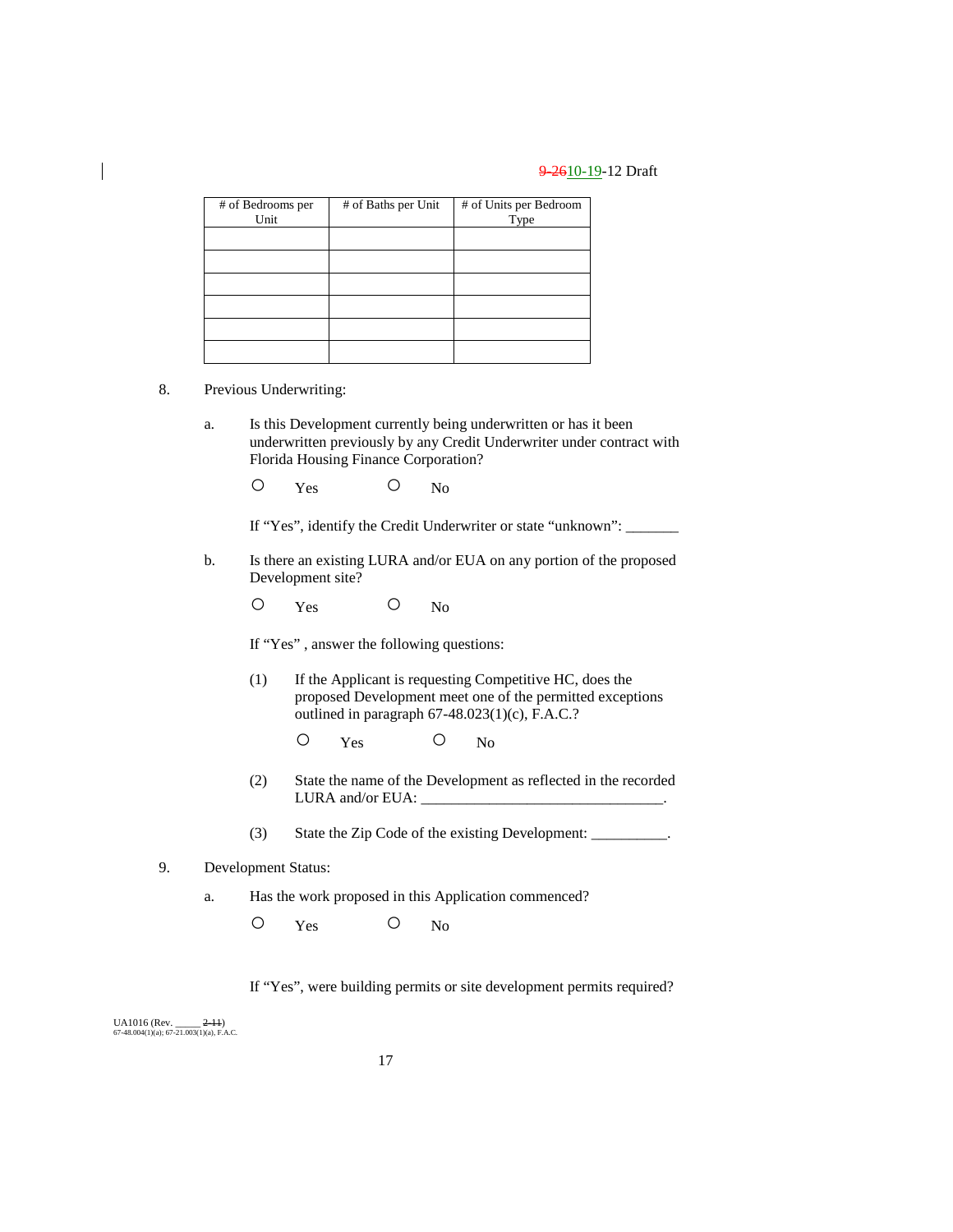| # of Bedrooms per Unit | # of Baths per Unit | # of Units per Bedroom Type |
|---|---|---|
| | | |
| | | |
| | | |
| | | |
| | | |
| | | |

8. Previous Underwriting:

   a. Is this Development currently being underwritten or has it been underwritten previously by any Credit Underwriter under contract with Florida Housing Finance Corporation?

      ○ Yes ○ No

      If "Yes", identify the Credit Underwriter or state "unknown": _______

   b. Is there an existing LURA and/or EUA on any portion of the proposed Development site?

      ○ Yes ○ No

      If "Yes" , answer the following questions:

      (1) If the Applicant is requesting Competitive HC, does the proposed Development meet one of the permitted exceptions outlined in paragraph 67-48.023(1)(c), F.A.C.?

          ○ Yes ○ No

      (2) State the name of the Development as reflected in the recorded LURA and/or EUA: ________________________________.

      (3) State the Zip Code of the existing Development: __________.

9. Development Status:

   a. Has the work proposed in this Application commenced?

      ○ Yes ○ No

      If "Yes", were building permits or site development permits required?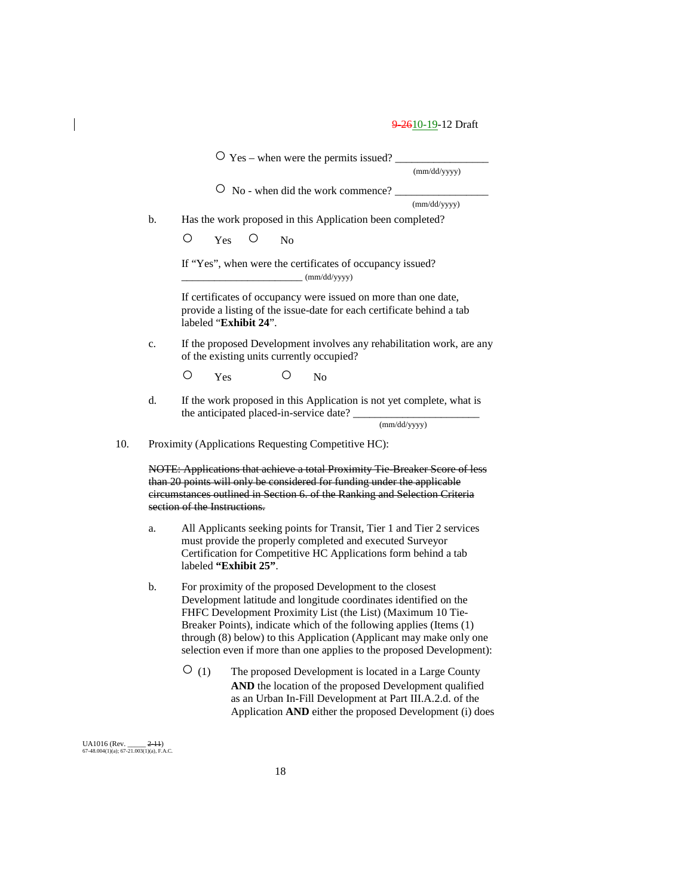○ Yes – when were the permits issued? _________________
(mm/dd/yyyy)

○ No - when did the work commence? _________________
(mm/dd/yyyy)

b. Has the work proposed in this Application been completed?

○ Yes ○ No

If "Yes", when were the certificates of occupancy issued?
_______________________ (mm/dd/yyyy)

If certificates of occupancy were issued on more than one date, provide a listing of the issue-date for each certificate behind a tab labeled "**Exhibit 24**".

c. If the proposed Development involves any rehabilitation work, are any of the existing units currently occupied?

○ Yes ○ No

d. If the work proposed in this Application is not yet complete, what is the anticipated placed-in-service date? _______________________
(mm/dd/yyyy)

10. Proximity (Applications Requesting Competitive HC):

~~NOTE: Applications that achieve a total Proximity Tie-Breaker Score of less than 20 points will only be considered for funding under the applicable circumstances outlined in Section 6. of the Ranking and Selection Criteria section of the Instructions.~~

a. All Applicants seeking points for Transit, Tier 1 and Tier 2 services must provide the properly completed and executed Surveyor Certification for Competitive HC Applications form behind a tab labeled **"Exhibit 25"**.

b. For proximity of the proposed Development to the closest Development latitude and longitude coordinates identified on the FHFC Development Proximity List (the List) (Maximum 10 Tie-Breaker Points), indicate which of the following applies (Items (1) through (8) below) to this Application (Applicant may make only one selection even if more than one applies to the proposed Development):

○ (1) The proposed Development is located in a Large County **AND** the location of the proposed Development qualified as an Urban In-Fill Development at Part III.A.2.d. of the Application **AND** either the proposed Development (i) does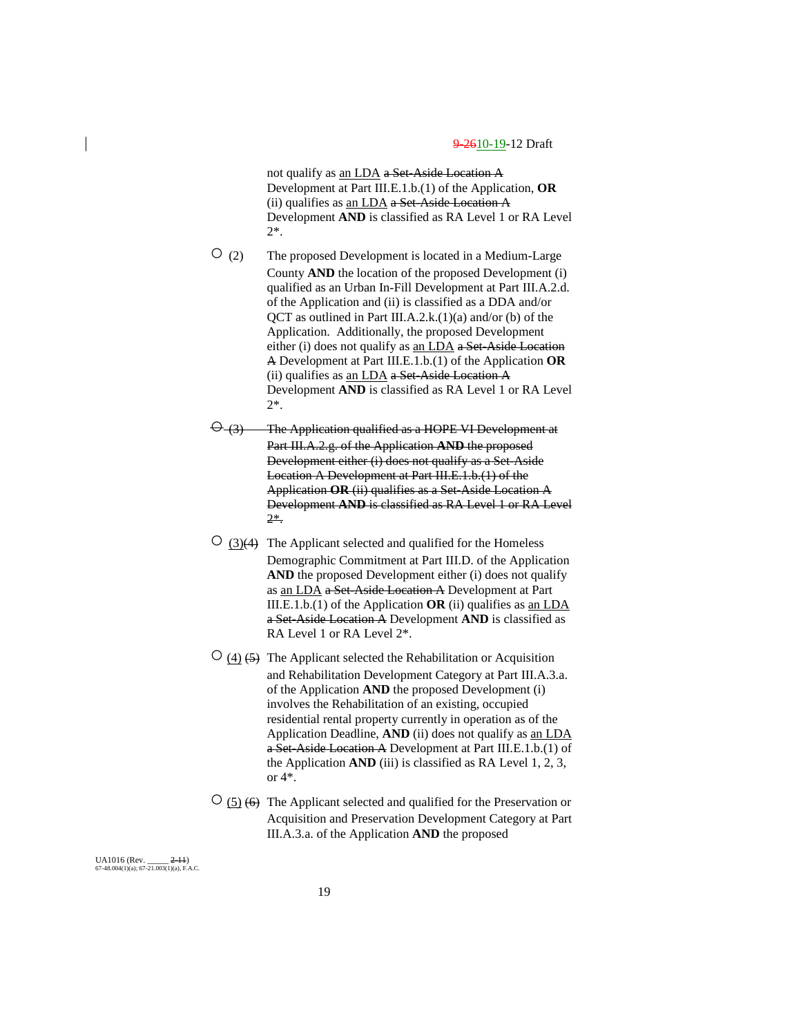not qualify as an LDA ~~a Set-Aside Location A~~ Development at Part III.E.1.b.(1) of the Application, **OR** (ii) qualifies as an LDA ~~a Set-Aside Location A~~ Development **AND** is classified as RA Level 1 or RA Level 2*.

○ (2) The proposed Development is located in a Medium-Large County **AND** the location of the proposed Development (i) qualified as an Urban In-Fill Development at Part III.A.2.d. of the Application and (ii) is classified as a DDA and/or QCT as outlined in Part III.A.2.k.(1)(a) and/or (b) of the Application. Additionally, the proposed Development either (i) does not qualify as an LDA ~~a Set-Aside Location A~~ Development at Part III.E.1.b.(1) of the Application **OR** (ii) qualifies as an LDA ~~a Set-Aside Location A~~ Development **AND** is classified as RA Level 1 or RA Level 2*.

~~○ (3) The Application qualified as a HOPE VI Development at Part III.A.2.g. of the Application **AND** the proposed Development either (i) does not qualify as a Set-Aside Location A Development at Part III.E.1.b.(1) of the Application **OR** (ii) qualifies as a Set-Aside Location A Development **AND** is classified as RA Level 1 or RA Level 2*.~~

○ (3)~~(4)~~ The Applicant selected and qualified for the Homeless Demographic Commitment at Part III.D. of the Application **AND** the proposed Development either (i) does not qualify as an LDA ~~a Set-Aside Location A~~ Development at Part III.E.1.b.(1) of the Application **OR** (ii) qualifies as an LDA ~~a Set-Aside Location A~~ Development **AND** is classified as RA Level 1 or RA Level 2*.

○ (4) ~~(5)~~ The Applicant selected the Rehabilitation or Acquisition and Rehabilitation Development Category at Part III.A.3.a. of the Application **AND** the proposed Development (i) involves the Rehabilitation of an existing, occupied residential rental property currently in operation as of the Application Deadline, **AND** (ii) does not qualify as an LDA ~~a Set-Aside Location A~~ Development at Part III.E.1.b.(1) of the Application **AND** (iii) is classified as RA Level 1, 2, 3, or 4*.

○ (5) ~~(6)~~ The Applicant selected and qualified for the Preservation or Acquisition and Preservation Development Category at Part III.A.3.a. of the Application **AND** the proposed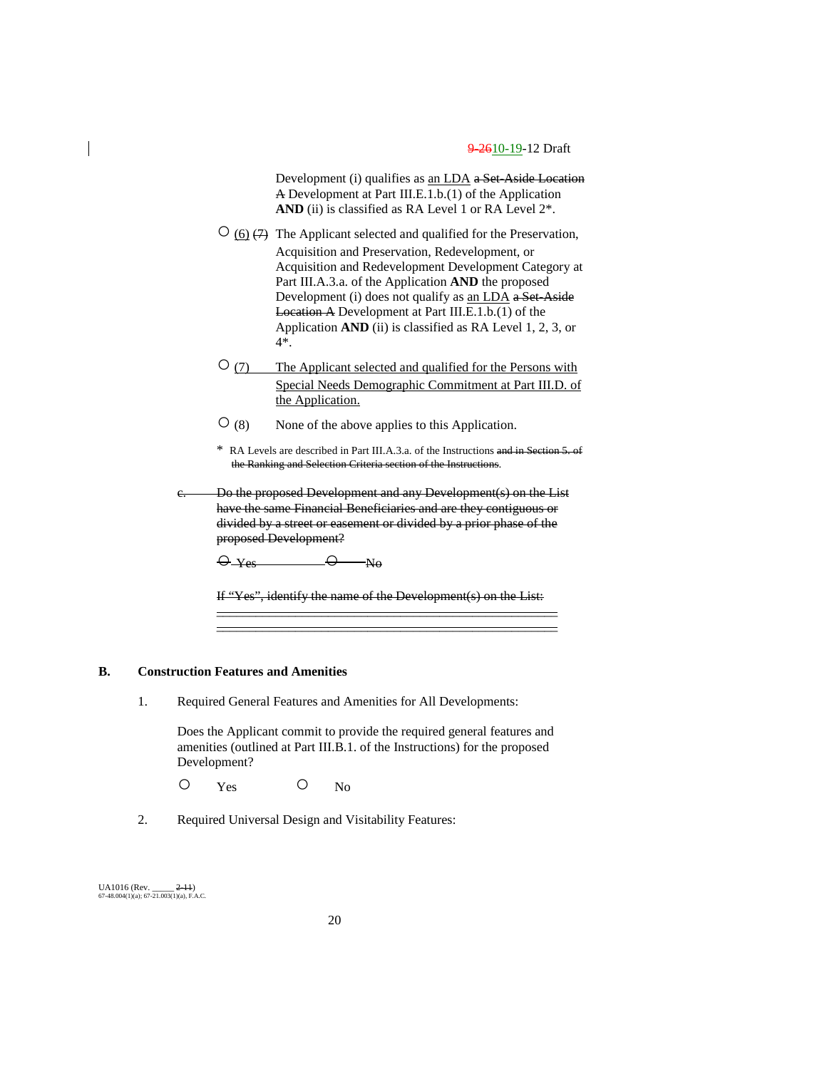Development (i) qualifies as an LDA ~~a Set-Aside Location A~~ Development at Part III.E.1.b.(1) of the Application **AND** (ii) is classified as RA Level 1 or RA Level 2*.

○ (6) ~~(7)~~ The Applicant selected and qualified for the Preservation, Acquisition and Preservation, Redevelopment, or Acquisition and Redevelopment Development Category at Part III.A.3.a. of the Application **AND** the proposed Development (i) does not qualify as an LDA ~~a Set-Aside Location A~~ Development at Part III.E.1.b.(1) of the Application **AND** (ii) is classified as RA Level 1, 2, 3, or 4*.

○ (7) The Applicant selected and qualified for the Persons with Special Needs Demographic Commitment at Part III.D. of the Application.

○ (8) None of the above applies to this Application.

\* RA Levels are described in Part III.A.3.a. of the Instructions ~~and in Section 5. of the Ranking and Selection Criteria section of the Instructions~~.

~~c. Do the proposed Development and any Development(s) on the List have the same Financial Beneficiaries and are they contiguous or divided by a street or easement or divided by a prior phase of the proposed Development?~~

~~○ Yes ○ No~~

~~If "Yes", identify the name of the Development(s) on the List:~~

~~\_\_\_\_\_\_\_\_\_\_\_\_\_\_\_\_\_\_\_\_\_\_\_\_\_\_\_\_\_\_\_\_\_\_\_\_\_\_\_\_\_\_\_\_\_\_\_\_\_\_~~
~~\_\_\_\_\_\_\_\_\_\_\_\_\_\_\_\_\_\_\_\_\_\_\_\_\_\_\_\_\_\_\_\_\_\_\_\_\_\_\_\_\_\_\_\_\_\_\_\_\_\_~~

## B. Construction Features and Amenities

1. Required General Features and Amenities for All Developments:

   Does the Applicant commit to provide the required general features and amenities (outlined at Part III.B.1. of the Instructions) for the proposed Development?

   ○ Yes ○ No

2. Required Universal Design and Visitability Features: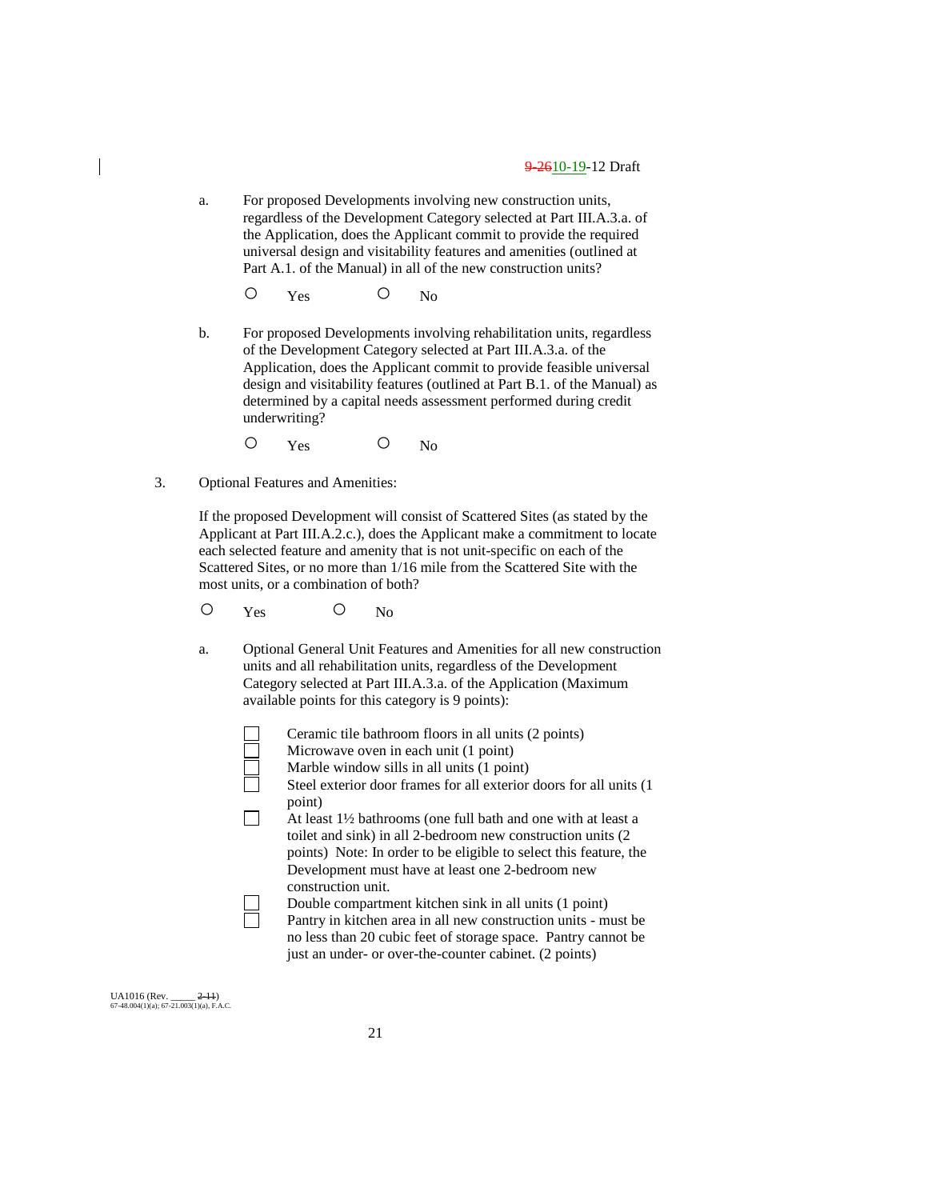a. For proposed Developments involving new construction units, regardless of the Development Category selected at Part III.A.3.a. of the Application, does the Applicant commit to provide the required universal design and visitability features and amenities (outlined at Part A.1. of the Manual) in all of the new construction units?

○ Yes ○ No

b. For proposed Developments involving rehabilitation units, regardless of the Development Category selected at Part III.A.3.a. of the Application, does the Applicant commit to provide feasible universal design and visitability features (outlined at Part B.1. of the Manual) as determined by a capital needs assessment performed during credit underwriting?

○ Yes ○ No

3. Optional Features and Amenities:

If the proposed Development will consist of Scattered Sites (as stated by the Applicant at Part III.A.2.c.), does the Applicant make a commitment to locate each selected feature and amenity that is not unit-specific on each of the Scattered Sites, or no more than 1/16 mile from the Scattered Site with the most units, or a combination of both?

○ Yes ○ No

a. Optional General Unit Features and Amenities for all new construction units and all rehabilitation units, regardless of the Development Category selected at Part III.A.3.a. of the Application (Maximum available points for this category is 9 points):

- ☐ Ceramic tile bathroom floors in all units (2 points)
- ☐ Microwave oven in each unit (1 point)
- ☐ Marble window sills in all units (1 point)
- ☐ Steel exterior door frames for all exterior doors for all units (1 point)
- ☐ At least 1½ bathrooms (one full bath and one with at least a toilet and sink) in all 2-bedroom new construction units (2 points) Note: In order to be eligible to select this feature, the Development must have at least one 2-bedroom new construction unit.
- ☐ Double compartment kitchen sink in all units (1 point)
- ☐ Pantry in kitchen area in all new construction units - must be no less than 20 cubic feet of storage space. Pantry cannot be just an under- or over-the-counter cabinet. (2 points)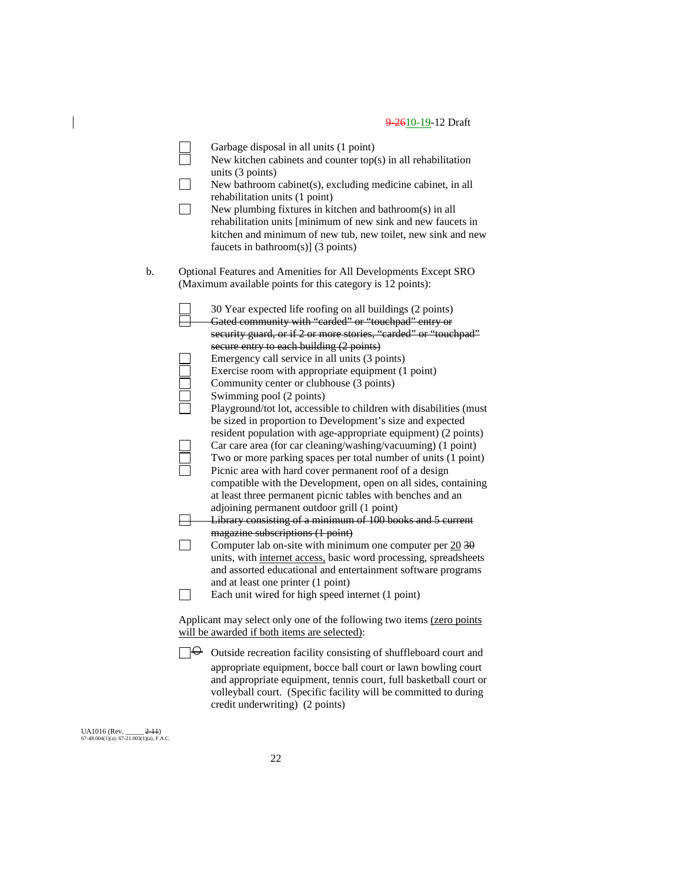- ☐ Garbage disposal in all units (1 point)
- ☐ New kitchen cabinets and counter top(s) in all rehabilitation units (3 points)
- ☐ New bathroom cabinet(s), excluding medicine cabinet, in all rehabilitation units (1 point)
- ☐ New plumbing fixtures in kitchen and bathroom(s) in all rehabilitation units [minimum of new sink and new faucets in kitchen and minimum of new tub, new toilet, new sink and new faucets in bathroom(s)] (3 points)

b. Optional Features and Amenities for All Developments Except SRO (Maximum available points for this category is 12 points):

- ☐ 30 Year expected life roofing on all buildings (2 points)
- ☐ ~~Gated community with "carded" or "touchpad" entry or security guard, or if 2 or more stories, "carded" or "touchpad" secure entry to each building (2 points)~~
- ☐ Emergency call service in all units (3 points)
- ☐ Exercise room with appropriate equipment (1 point)
- ☐ Community center or clubhouse (3 points)
- ☐ Swimming pool (2 points)
- ☐ Playground/tot lot, accessible to children with disabilities (must be sized in proportion to Development's size and expected resident population with age-appropriate equipment) (2 points)
- ☐ Car care area (for car cleaning/washing/vacuuming) (1 point)
- ☐ Two or more parking spaces per total number of units (1 point)
- ☐ Picnic area with hard cover permanent roof of a design compatible with the Development, open on all sides, containing at least three permanent picnic tables with benches and an adjoining permanent outdoor grill (1 point)
- ☐ ~~Library consisting of a minimum of 100 books and 5 current magazine subscriptions (1 point)~~
- ☐ Computer lab on-site with minimum one computer per 20 ~~30~~ units, with internet access, basic word processing, spreadsheets and assorted educational and entertainment software programs and at least one printer (1 point)
- ☐ Each unit wired for high speed internet (1 point)

Applicant may select only one of the following two items (zero points will be awarded if both items are selected):

- ☐ ~~O~~ Outside recreation facility consisting of shuffleboard court and appropriate equipment, bocce ball court or lawn bowling court and appropriate equipment, tennis court, full basketball court or volleyball court. (Specific facility will be committed to during credit underwriting) (2 points)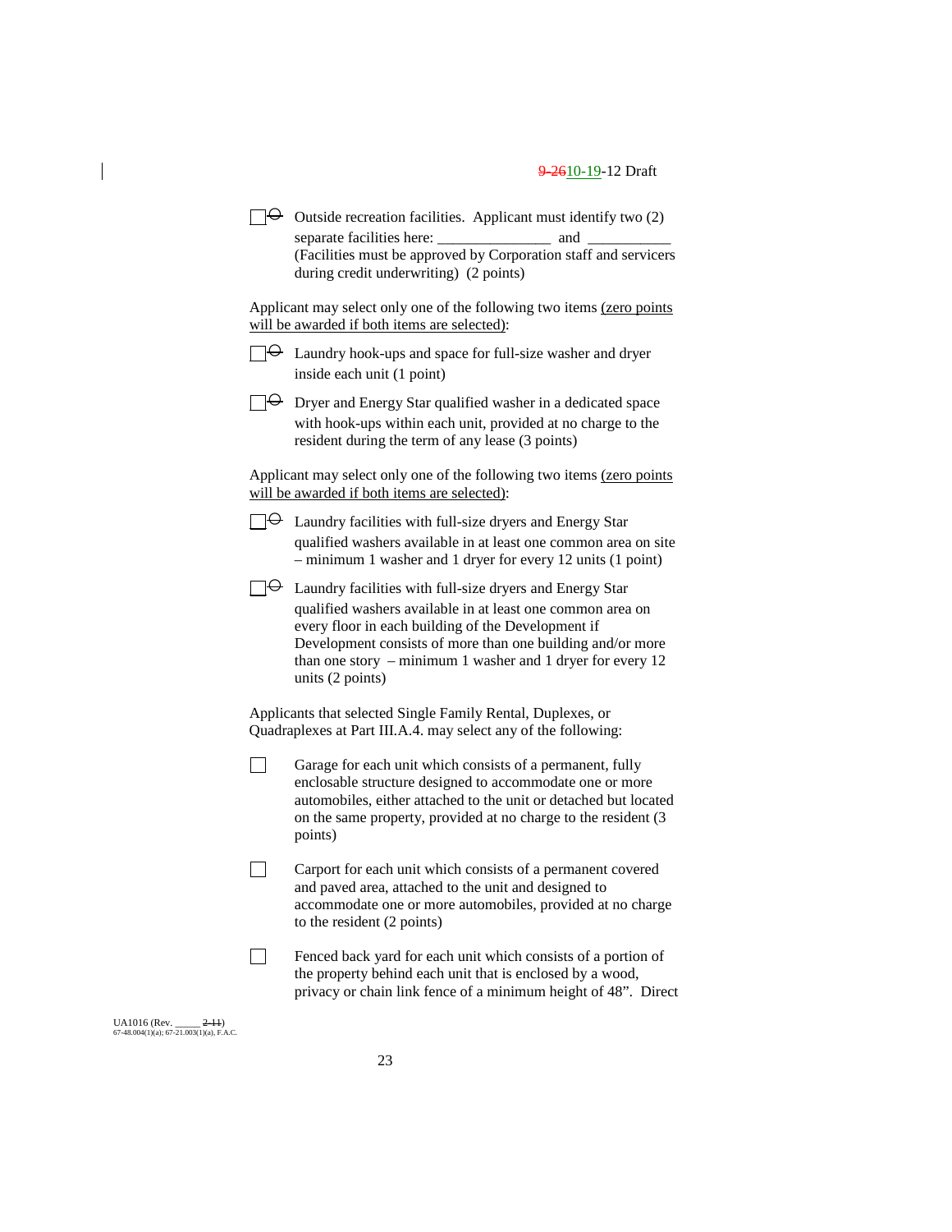☐ Outside recreation facilities. Applicant must identify two (2) separate facilities here: _______________ and ___________ (Facilities must be approved by Corporation staff and servicers during credit underwriting) (2 points)

Applicant may select only one of the following two items (zero points will be awarded if both items are selected):

☐ Laundry hook-ups and space for full-size washer and dryer inside each unit (1 point)

☐ Dryer and Energy Star qualified washer in a dedicated space with hook-ups within each unit, provided at no charge to the resident during the term of any lease (3 points)

Applicant may select only one of the following two items (zero points will be awarded if both items are selected):

☐ Laundry facilities with full-size dryers and Energy Star qualified washers available in at least one common area on site – minimum 1 washer and 1 dryer for every 12 units (1 point)

☐ Laundry facilities with full-size dryers and Energy Star qualified washers available in at least one common area on every floor in each building of the Development if Development consists of more than one building and/or more than one story – minimum 1 washer and 1 dryer for every 12 units (2 points)

Applicants that selected Single Family Rental, Duplexes, or Quadraplexes at Part III.A.4. may select any of the following:

☐ Garage for each unit which consists of a permanent, fully enclosable structure designed to accommodate one or more automobiles, either attached to the unit or detached but located on the same property, provided at no charge to the resident (3 points)

☐ Carport for each unit which consists of a permanent covered and paved area, attached to the unit and designed to accommodate one or more automobiles, provided at no charge to the resident (2 points)

☐ Fenced back yard for each unit which consists of a portion of the property behind each unit that is enclosed by a wood, privacy or chain link fence of a minimum height of 48". Direct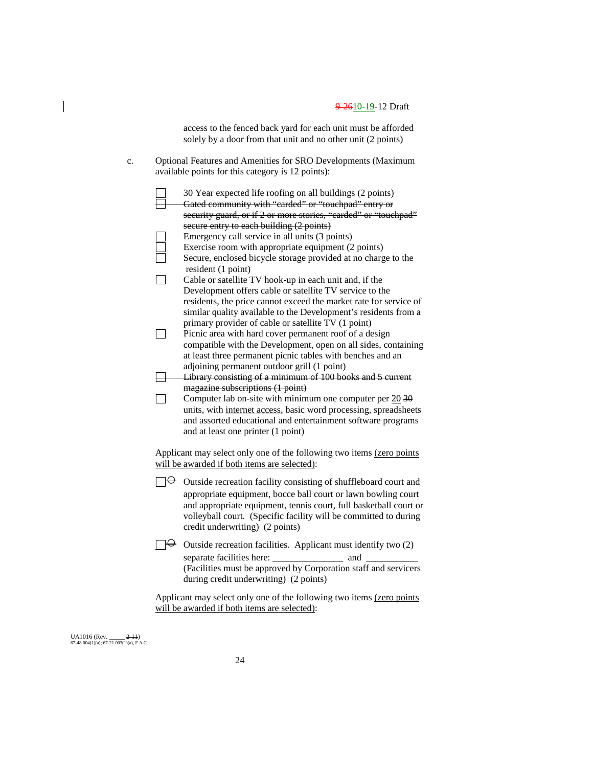access to the fenced back yard for each unit must be afforded solely by a door from that unit and no other unit (2 points)

c. Optional Features and Amenities for SRO Developments (Maximum available points for this category is 12 points):

- ☐ 30 Year expected life roofing on all buildings (2 points)
- ☐ ~~Gated community with "carded" or "touchpad" entry or security guard, or if 2 or more stories, "carded" or "touchpad" secure entry to each building (2 points)~~
- ☐ Emergency call service in all units (3 points)
- ☐ Exercise room with appropriate equipment (2 points)
- ☐ Secure, enclosed bicycle storage provided at no charge to the resident (1 point)
- ☐ Cable or satellite TV hook-up in each unit and, if the Development offers cable or satellite TV service to the residents, the price cannot exceed the market rate for service of similar quality available to the Development's residents from a primary provider of cable or satellite TV (1 point)
- ☐ Picnic area with hard cover permanent roof of a design compatible with the Development, open on all sides, containing at least three permanent picnic tables with benches and an adjoining permanent outdoor grill (1 point)
- ☐ ~~Library consisting of a minimum of 100 books and 5 current magazine subscriptions (1 point)~~
- ☐ Computer lab on-site with minimum one computer per <u>20</u> ~~30~~ units, with <u>internet access,</u> basic word processing, spreadsheets and assorted educational and entertainment software programs and at least one printer (1 point)

Applicant may select only one of the following two items <u>(zero points will be awarded if both items are selected)</u>:

- ☐ ~~O~~ Outside recreation facility consisting of shuffleboard court and appropriate equipment, bocce ball court or lawn bowling court and appropriate equipment, tennis court, full basketball court or volleyball court. (Specific facility will be committed to during credit underwriting) (2 points)
- ☐ ~~O~~ Outside recreation facilities. Applicant must identify two (2) separate facilities here: _______________ and ___________ (Facilities must be approved by Corporation staff and servicers during credit underwriting) (2 points)

Applicant may select only one of the following two items <u>(zero points will be awarded if both items are selected)</u>: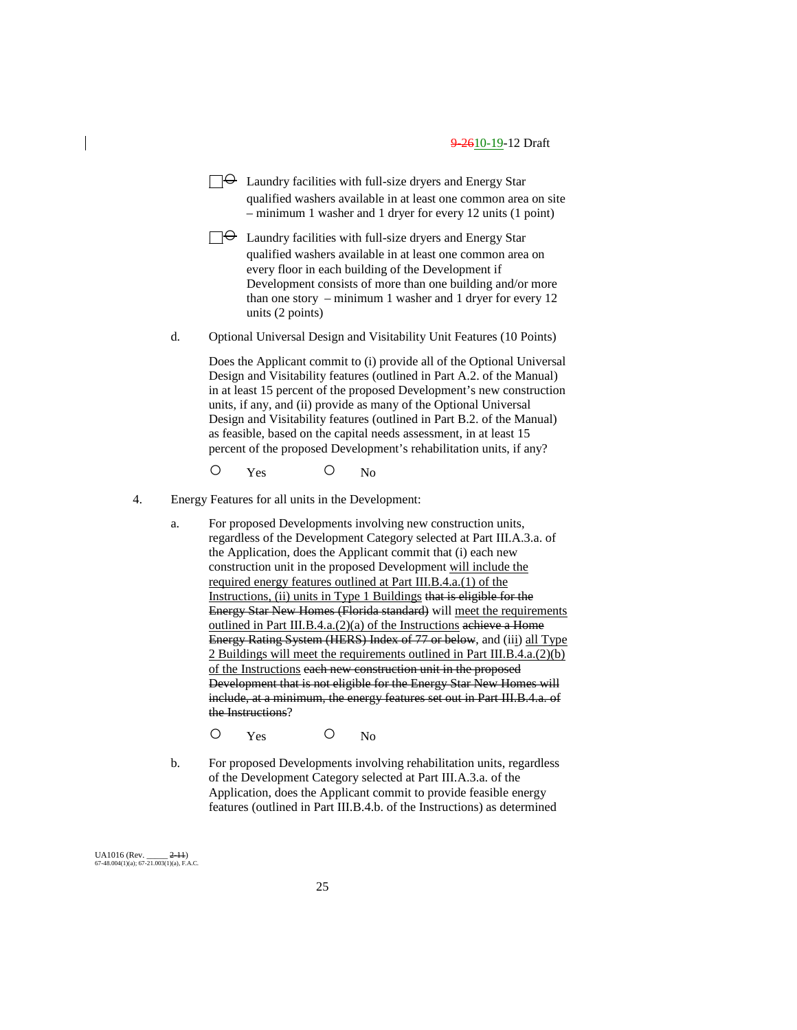- ☐ Laundry facilities with full-size dryers and Energy Star qualified washers available in at least one common area on site – minimum 1 washer and 1 dryer for every 12 units (1 point)

- ☐ Laundry facilities with full-size dryers and Energy Star qualified washers available in at least one common area on every floor in each building of the Development if Development consists of more than one building and/or more than one story – minimum 1 washer and 1 dryer for every 12 units (2 points)

d. Optional Universal Design and Visitability Unit Features (10 Points)

Does the Applicant commit to (i) provide all of the Optional Universal Design and Visitability features (outlined in Part A.2. of the Manual) in at least 15 percent of the proposed Development's new construction units, if any, and (ii) provide as many of the Optional Universal Design and Visitability features (outlined in Part B.2. of the Manual) as feasible, based on the capital needs assessment, in at least 15 percent of the proposed Development's rehabilitation units, if any?

○ Yes ○ No

4. Energy Features for all units in the Development:

a. For proposed Developments involving new construction units, regardless of the Development Category selected at Part III.A.3.a. of the Application, does the Applicant commit that (i) each new construction unit in the proposed Development <u>will include the required energy features outlined at Part III.B.4.a.(1) of the Instructions, (ii) units in Type 1 Buildings</u> ~~that is eligible for the Energy Star New Homes (Florida standard)~~ will <u>meet the requirements outlined in Part III.B.4.a.(2)(a) of the Instructions</u> ~~achieve a Home Energy Rating System (HERS) Index of 77 or below~~, and (i<u>ii</u>) <u>all Type 2 Buildings will meet the requirements outlined in Part III.B.4.a.(2)(b) of the Instructions</u> ~~each new construction unit in the proposed Development that is not eligible for the Energy Star New Homes will include, at a minimum, the energy features set out in Part III.B.4.a. of the Instructions~~?

○ Yes ○ No

b. For proposed Developments involving rehabilitation units, regardless of the Development Category selected at Part III.A.3.a. of the Application, does the Applicant commit to provide feasible energy features (outlined in Part III.B.4.b. of the Instructions) as determined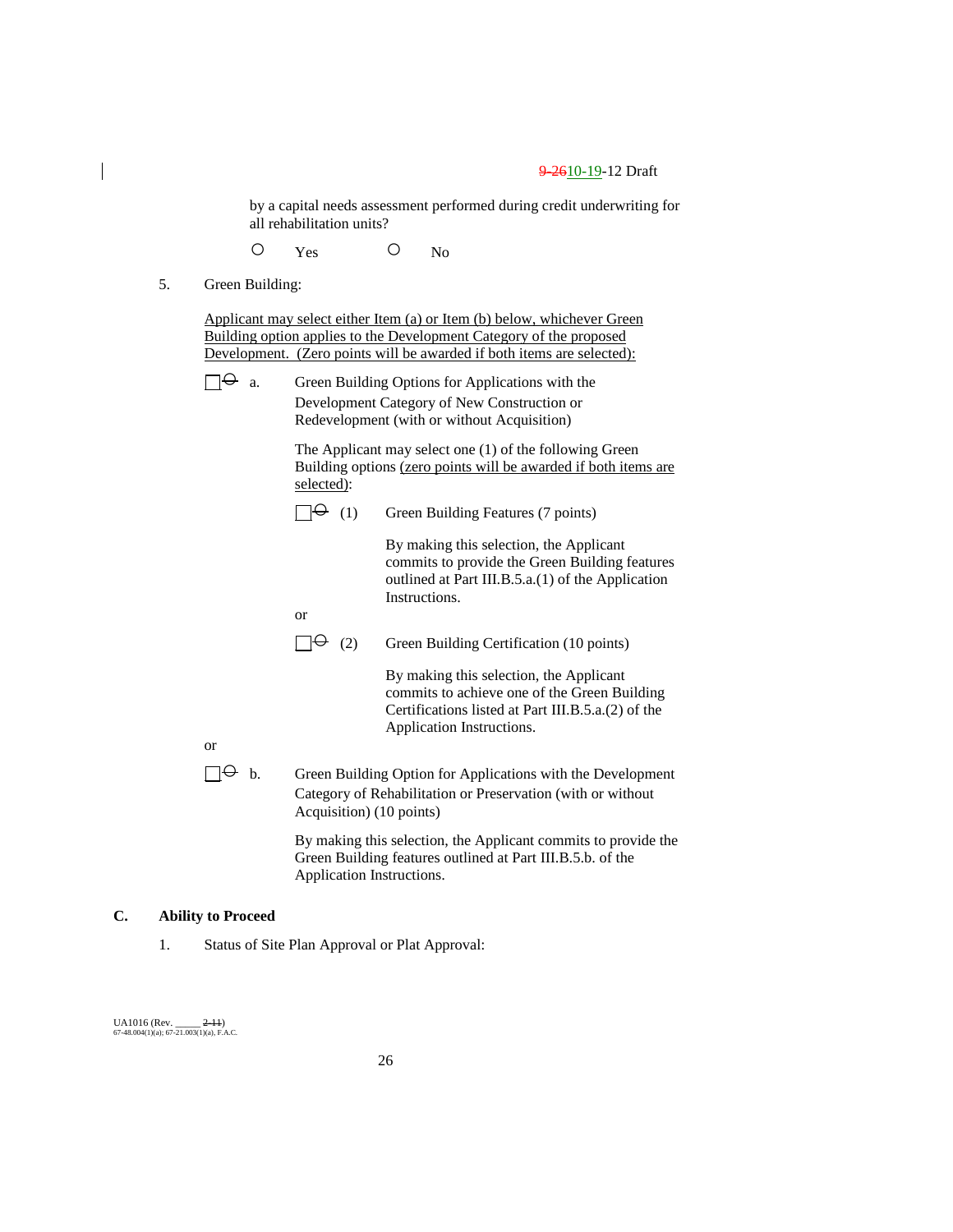by a capital needs assessment performed during credit underwriting for all rehabilitation units?

○ Yes ○ No

5. Green Building:

Applicant may select either Item (a) or Item (b) below, whichever Green Building option applies to the Development Category of the proposed Development. (Zero points will be awarded if both items are selected):

☐ a. Green Building Options for Applications with the Development Category of New Construction or Redevelopment (with or without Acquisition)

The Applicant may select one (1) of the following Green Building options (zero points will be awarded if both items are selected):

☐ (1) Green Building Features (7 points)

By making this selection, the Applicant commits to provide the Green Building features outlined at Part III.B.5.a.(1) of the Application Instructions.

or

☐ (2) Green Building Certification (10 points)

By making this selection, the Applicant commits to achieve one of the Green Building Certifications listed at Part III.B.5.a.(2) of the Application Instructions.

or

☐ b. Green Building Option for Applications with the Development Category of Rehabilitation or Preservation (with or without Acquisition) (10 points)

By making this selection, the Applicant commits to provide the Green Building features outlined at Part III.B.5.b. of the Application Instructions.

## C. Ability to Proceed

1. Status of Site Plan Approval or Plat Approval: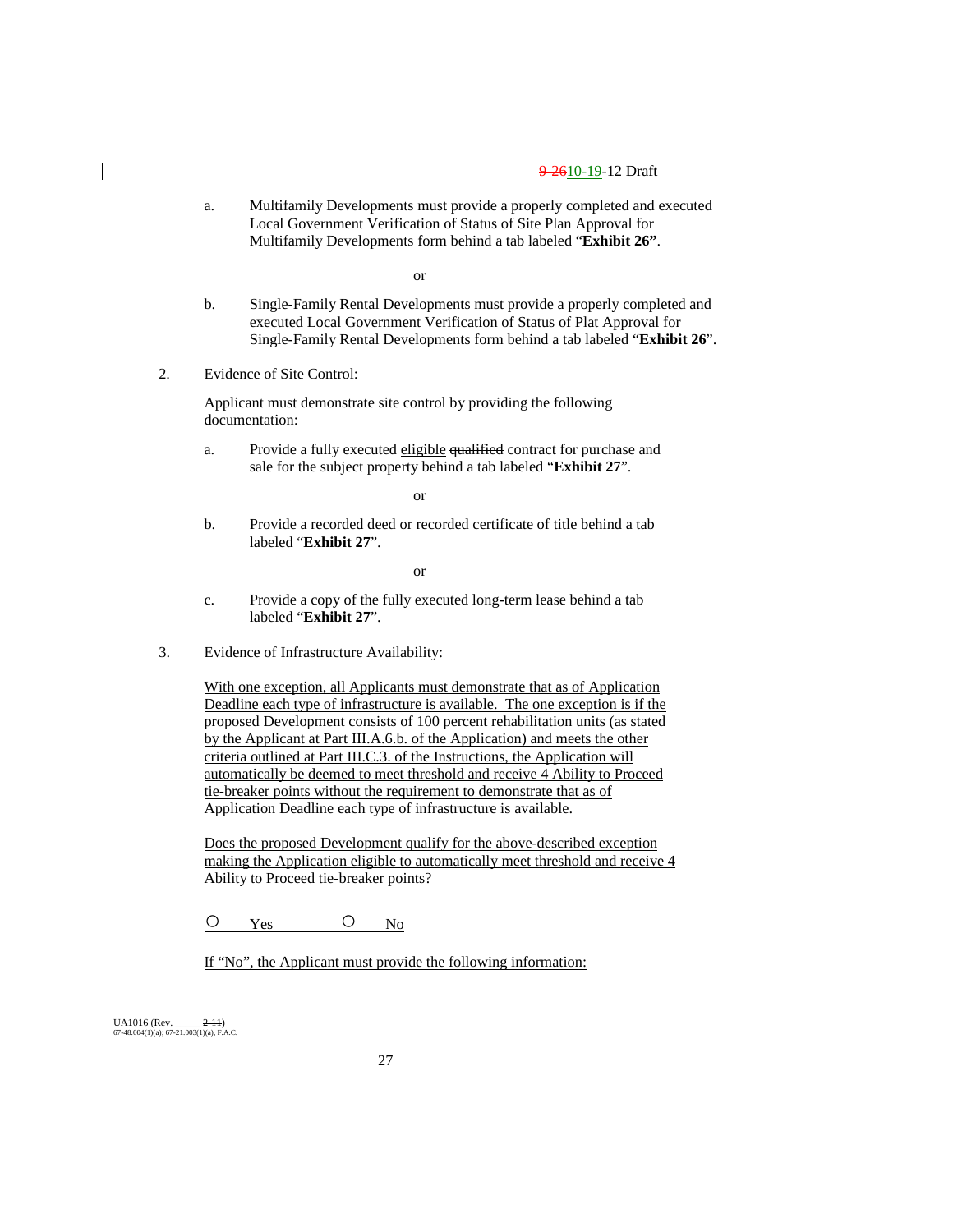a. Multifamily Developments must provide a properly completed and executed Local Government Verification of Status of Site Plan Approval for Multifamily Developments form behind a tab labeled "**Exhibit 26"**.

or

b. Single-Family Rental Developments must provide a properly completed and executed Local Government Verification of Status of Plat Approval for Single-Family Rental Developments form behind a tab labeled "**Exhibit 26**".

2. Evidence of Site Control:

Applicant must demonstrate site control by providing the following documentation:

a. Provide a fully executed eligible ~~qualified~~ contract for purchase and sale for the subject property behind a tab labeled "**Exhibit 27**".

or

b. Provide a recorded deed or recorded certificate of title behind a tab labeled "**Exhibit 27**".

or

c. Provide a copy of the fully executed long-term lease behind a tab labeled "**Exhibit 27**".

3. Evidence of Infrastructure Availability:

With one exception, all Applicants must demonstrate that as of Application Deadline each type of infrastructure is available. The one exception is if the proposed Development consists of 100 percent rehabilitation units (as stated by the Applicant at Part III.A.6.b. of the Application) and meets the other criteria outlined at Part III.C.3. of the Instructions, the Application will automatically be deemed to meet threshold and receive 4 Ability to Proceed tie-breaker points without the requirement to demonstrate that as of Application Deadline each type of infrastructure is available.

Does the proposed Development qualify for the above-described exception making the Application eligible to automatically meet threshold and receive 4 Ability to Proceed tie-breaker points?

○ Yes ○ No

If "No", the Applicant must provide the following information: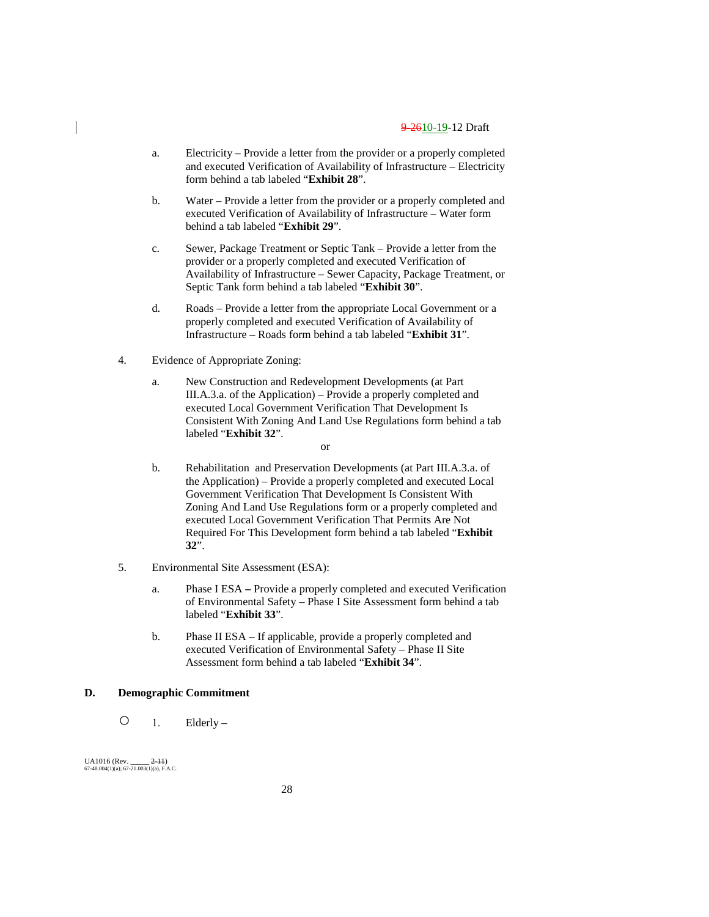a. Electricity – Provide a letter from the provider or a properly completed and executed Verification of Availability of Infrastructure – Electricity form behind a tab labeled "**Exhibit 28**".

b. Water – Provide a letter from the provider or a properly completed and executed Verification of Availability of Infrastructure – Water form behind a tab labeled "**Exhibit 29**".

c. Sewer, Package Treatment or Septic Tank – Provide a letter from the provider or a properly completed and executed Verification of Availability of Infrastructure – Sewer Capacity, Package Treatment, or Septic Tank form behind a tab labeled "**Exhibit 30**".

d. Roads – Provide a letter from the appropriate Local Government or a properly completed and executed Verification of Availability of Infrastructure – Roads form behind a tab labeled "**Exhibit 31**".

4. Evidence of Appropriate Zoning:

a. New Construction and Redevelopment Developments (at Part III.A.3.a. of the Application) – Provide a properly completed and executed Local Government Verification That Development Is Consistent With Zoning And Land Use Regulations form behind a tab labeled "**Exhibit 32**".

or

b. Rehabilitation and Preservation Developments (at Part III.A.3.a. of the Application) – Provide a properly completed and executed Local Government Verification That Development Is Consistent With Zoning And Land Use Regulations form or a properly completed and executed Local Government Verification That Permits Are Not Required For This Development form behind a tab labeled "**Exhibit 32**".

5. Environmental Site Assessment (ESA):

a. Phase I ESA **–** Provide a properly completed and executed Verification of Environmental Safety – Phase I Site Assessment form behind a tab labeled "**Exhibit 33**".

b. Phase II ESA – If applicable, provide a properly completed and executed Verification of Environmental Safety – Phase II Site Assessment form behind a tab labeled "**Exhibit 34**".

## D. Demographic Commitment

○ 1. Elderly –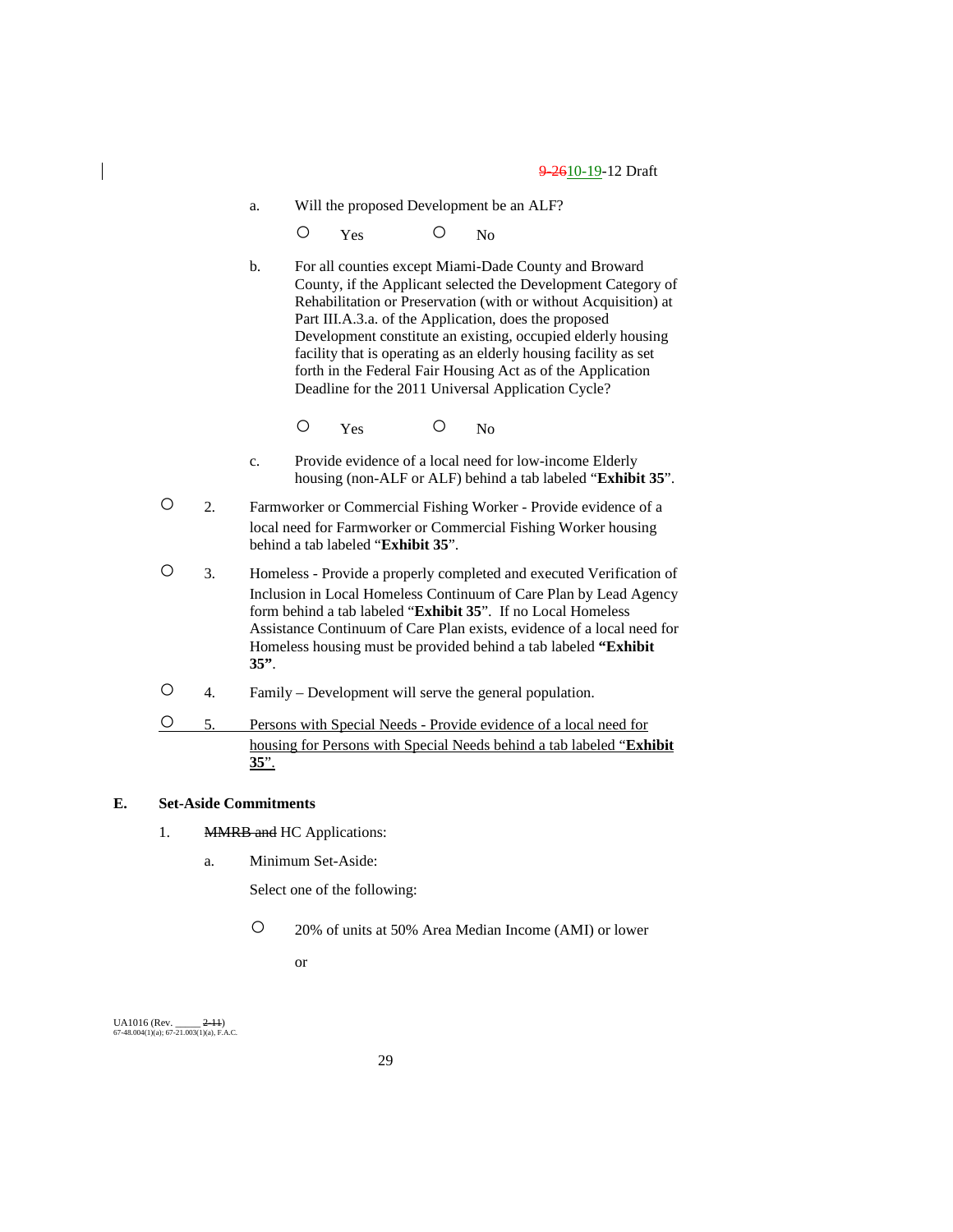a. Will the proposed Development be an ALF?

○ Yes ○ No

b. For all counties except Miami-Dade County and Broward County, if the Applicant selected the Development Category of Rehabilitation or Preservation (with or without Acquisition) at Part III.A.3.a. of the Application, does the proposed Development constitute an existing, occupied elderly housing facility that is operating as an elderly housing facility as set forth in the Federal Fair Housing Act as of the Application Deadline for the 2011 Universal Application Cycle?

○ Yes ○ No

c. Provide evidence of a local need for low-income Elderly housing (non-ALF or ALF) behind a tab labeled "**Exhibit 35**".

○ 2. Farmworker or Commercial Fishing Worker - Provide evidence of a local need for Farmworker or Commercial Fishing Worker housing behind a tab labeled "**Exhibit 35**".

○ 3. Homeless - Provide a properly completed and executed Verification of Inclusion in Local Homeless Continuum of Care Plan by Lead Agency form behind a tab labeled "**Exhibit 35**". If no Local Homeless Assistance Continuum of Care Plan exists, evidence of a local need for Homeless housing must be provided behind a tab labeled **"Exhibit 35"**.

○ 4. Family – Development will serve the general population.

○ 5. Persons with Special Needs - Provide evidence of a local need for housing for Persons with Special Needs behind a tab labeled "**Exhibit 35**".

## E. Set-Aside Commitments

1. ~~MMRB and~~ HC Applications:

   a. Minimum Set-Aside:

   Select one of the following:

   ○ 20% of units at 50% Area Median Income (AMI) or lower

   or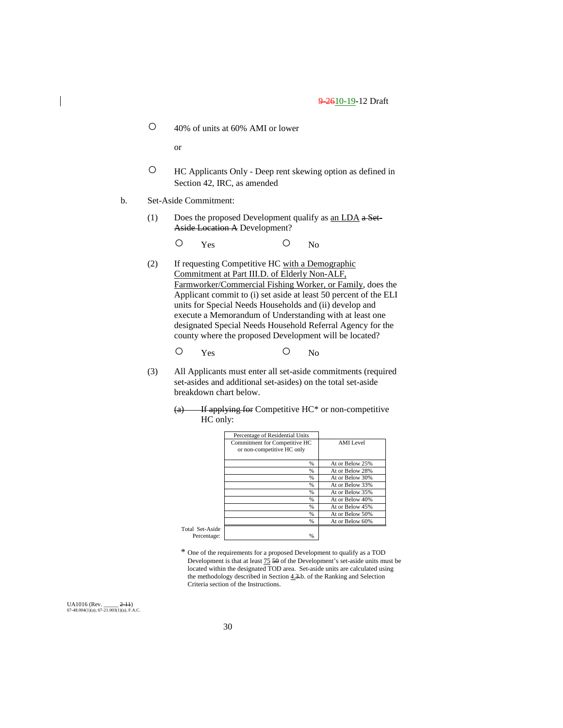○ 40% of units at 60% AMI or lower

or

○ HC Applicants Only - Deep rent skewing option as defined in Section 42, IRC, as amended

b. Set-Aside Commitment:

(1) Does the proposed Development qualify as an LDA ~~a Set-Aside Location A~~ Development?

○ Yes ○ No

(2) If requesting Competitive HC with a Demographic Commitment at Part III.D. of Elderly Non-ALF, Farmworker/Commercial Fishing Worker, or Family, does the Applicant commit to (i) set aside at least 50 percent of the ELI units for Special Needs Households and (ii) develop and execute a Memorandum of Understanding with at least one designated Special Needs Household Referral Agency for the county where the proposed Development will be located?

○ Yes ○ No

(3) All Applicants must enter all set-aside commitments (required set-asides and additional set-asides) on the total set-aside breakdown chart below.

~~(a) If applying for~~ Competitive HC* or non-competitive HC only:

| | Percentage of Residential Units Commitment for Competitive HC or non-competitive HC only | AMI Level |
|---|---|---|
| | % | At or Below 25% |
| | % | At or Below 28% |
| | % | At or Below 30% |
| | % | At or Below 33% |
| | % | At or Below 35% |
| | % | At or Below 40% |
| | % | At or Below 45% |
| | % | At or Below 50% |
| | % | At or Below 60% |
| Total Set-Aside Percentage: | % | |

\* One of the requirements for a proposed Development to qualify as a TOD Development is that at least 75 ~~50~~ of the Development's set-aside units must be located within the designated TOD area. Set-aside units are calculated using the methodology described in Section 4.~~3.~~b. of the Ranking and Selection Criteria section of the Instructions.

UA1016 (Rev. _____ ~~2-11~~)
67-48.004(1)(a); 67-21.003(1)(a), F.A.C.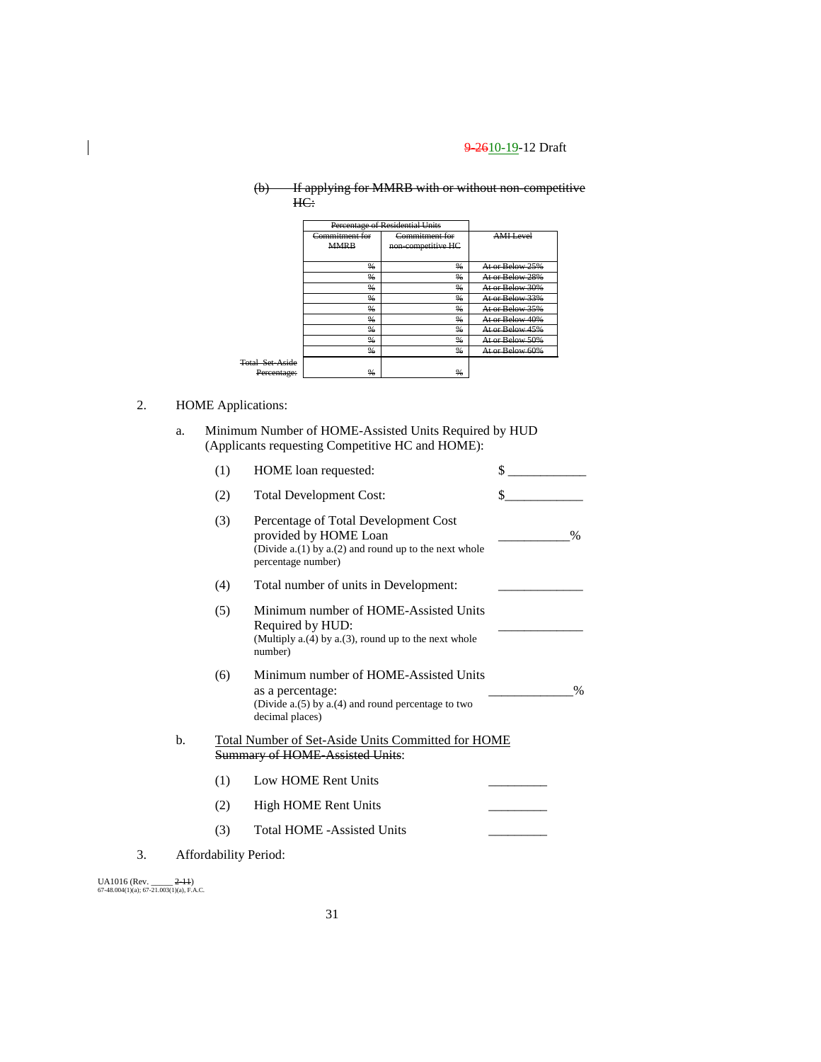~~9-26~~10-19-12 Draft

~~(b) If applying for MMRB with or without non-competitive HC:~~

| ~~Percentage of Residential Units~~ | | |
|---|---|---|
| ~~Commitment for MMRB~~ | ~~Commitment for non-competitive HC~~ | ~~AMI Level~~ |
| ~~%~~ | ~~%~~ | ~~At or Below 25%~~ |
| ~~%~~ | ~~%~~ | ~~At or Below 28%~~ |
| ~~%~~ | ~~%~~ | ~~At or Below 30%~~ |
| ~~%~~ | ~~%~~ | ~~At or Below 33%~~ |
| ~~%~~ | ~~%~~ | ~~At or Below 35%~~ |
| ~~%~~ | ~~%~~ | ~~At or Below 40%~~ |
| ~~%~~ | ~~%~~ | ~~At or Below 45%~~ |
| ~~%~~ | ~~%~~ | ~~At or Below 50%~~ |
| ~~%~~ | ~~%~~ | ~~At or Below 60%~~ |
| ~~Total Set-Aside Percentage:~~ ~~%~~ | ~~%~~ | |

2. HOME Applications:

   a. Minimum Number of HOME-Assisted Units Required by HUD (Applicants requesting Competitive HC and HOME):

      (1) HOME loan requested: $ ____________

      (2) Total Development Cost: $____________

      (3) Percentage of Total Development Cost provided by HOME Loan (Divide a.(1) by a.(2) and round up to the next whole percentage number) __________%

      (4) Total number of units in Development: _____________

      (5) Minimum number of HOME-Assisted Units Required by HUD: (Multiply a.(4) by a.(3), round up to the next whole number) _____________

      (6) Minimum number of HOME-Assisted Units as a percentage: (Divide a.(5) by a.(4) and round percentage to two decimal places) ____________%

   b. <u>Total Number of Set-Aside Units Committed for HOME</u> ~~Summary of HOME-Assisted Units~~:

      (1) Low HOME Rent Units _________

      (2) High HOME Rent Units _________

      (3) Total HOME -Assisted Units _________

3. Affordability Period:

UA1016 (Rev. _____ ~~2-11~~)
67-48.004(1)(a); 67-21.003(1)(a), F.A.C.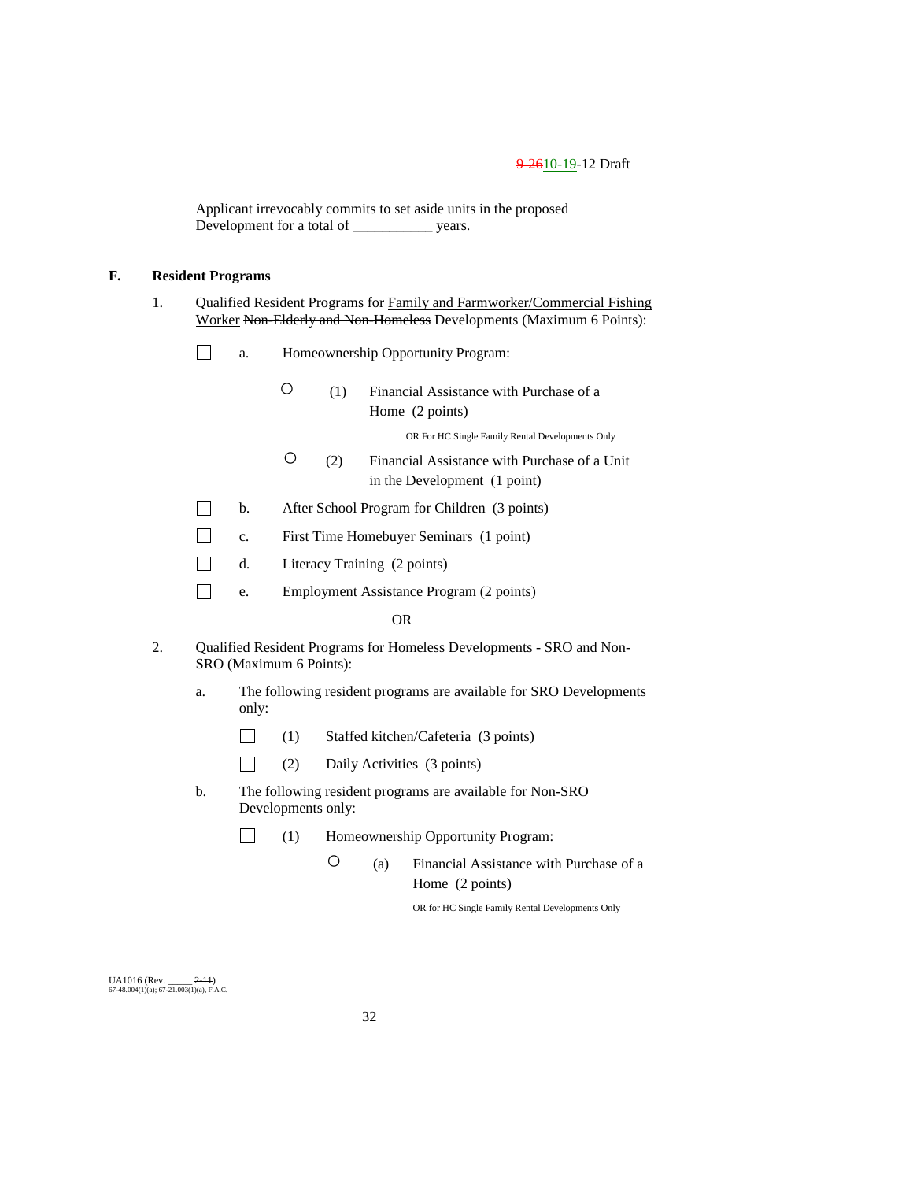Applicant irrevocably commits to set aside units in the proposed Development for a total of ___________ years.

**F. Resident Programs**

1. Qualified Resident Programs for Family and Farmworker/Commercial Fishing Worker ~~Non-Elderly and Non-Homeless~~ Developments (Maximum 6 Points):

☐ a. Homeownership Opportunity Program:

○ (1) Financial Assistance with Purchase of a Home (2 points)

OR For HC Single Family Rental Developments Only

○ (2) Financial Assistance with Purchase of a Unit in the Development (1 point)

☐ b. After School Program for Children (3 points)

☐ c. First Time Homebuyer Seminars (1 point)

☐ d. Literacy Training (2 points)

☐ e. Employment Assistance Program (2 points)

OR

2. Qualified Resident Programs for Homeless Developments - SRO and Non-SRO (Maximum 6 Points):

a. The following resident programs are available for SRO Developments only:

☐ (1) Staffed kitchen/Cafeteria (3 points)

☐ (2) Daily Activities (3 points)

b. The following resident programs are available for Non-SRO Developments only:

☐ (1) Homeownership Opportunity Program:

○ (a) Financial Assistance with Purchase of a Home (2 points)

OR for HC Single Family Rental Developments Only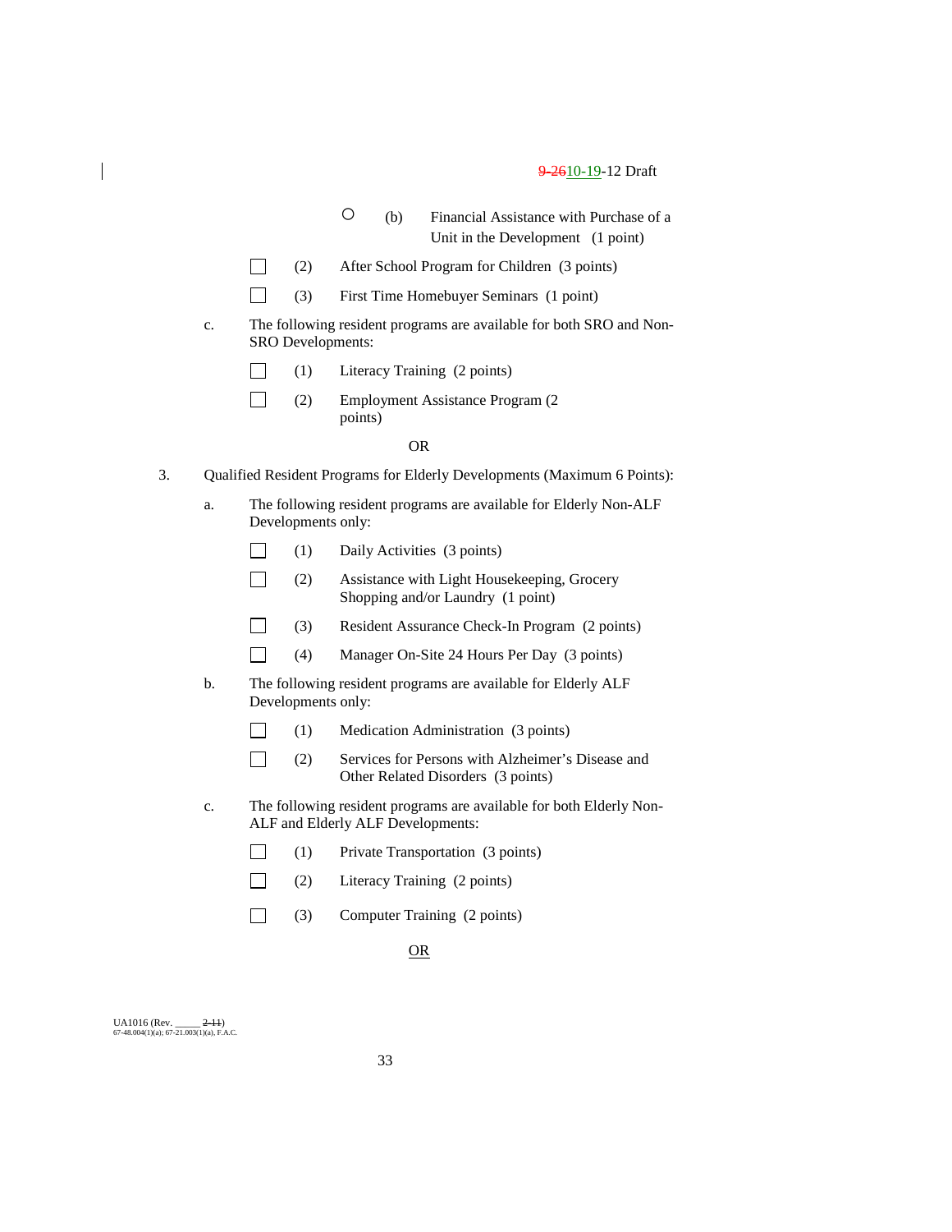○ (b) Financial Assistance with Purchase of a Unit in the Development (1 point)

☐ (2) After School Program for Children (3 points)

☐ (3) First Time Homebuyer Seminars (1 point)

c. The following resident programs are available for both SRO and Non-SRO Developments:

☐ (1) Literacy Training (2 points)

☐ (2) Employment Assistance Program (2 points)

OR

3. Qualified Resident Programs for Elderly Developments (Maximum 6 Points):

a. The following resident programs are available for Elderly Non-ALF Developments only:

☐ (1) Daily Activities (3 points)

☐ (2) Assistance with Light Housekeeping, Grocery Shopping and/or Laundry (1 point)

☐ (3) Resident Assurance Check-In Program (2 points)

☐ (4) Manager On-Site 24 Hours Per Day (3 points)

b. The following resident programs are available for Elderly ALF Developments only:

☐ (1) Medication Administration (3 points)

☐ (2) Services for Persons with Alzheimer's Disease and Other Related Disorders (3 points)

c. The following resident programs are available for both Elderly Non-ALF and Elderly ALF Developments:

☐ (1) Private Transportation (3 points)

☐ (2) Literacy Training (2 points)

☐ (3) Computer Training (2 points)

OR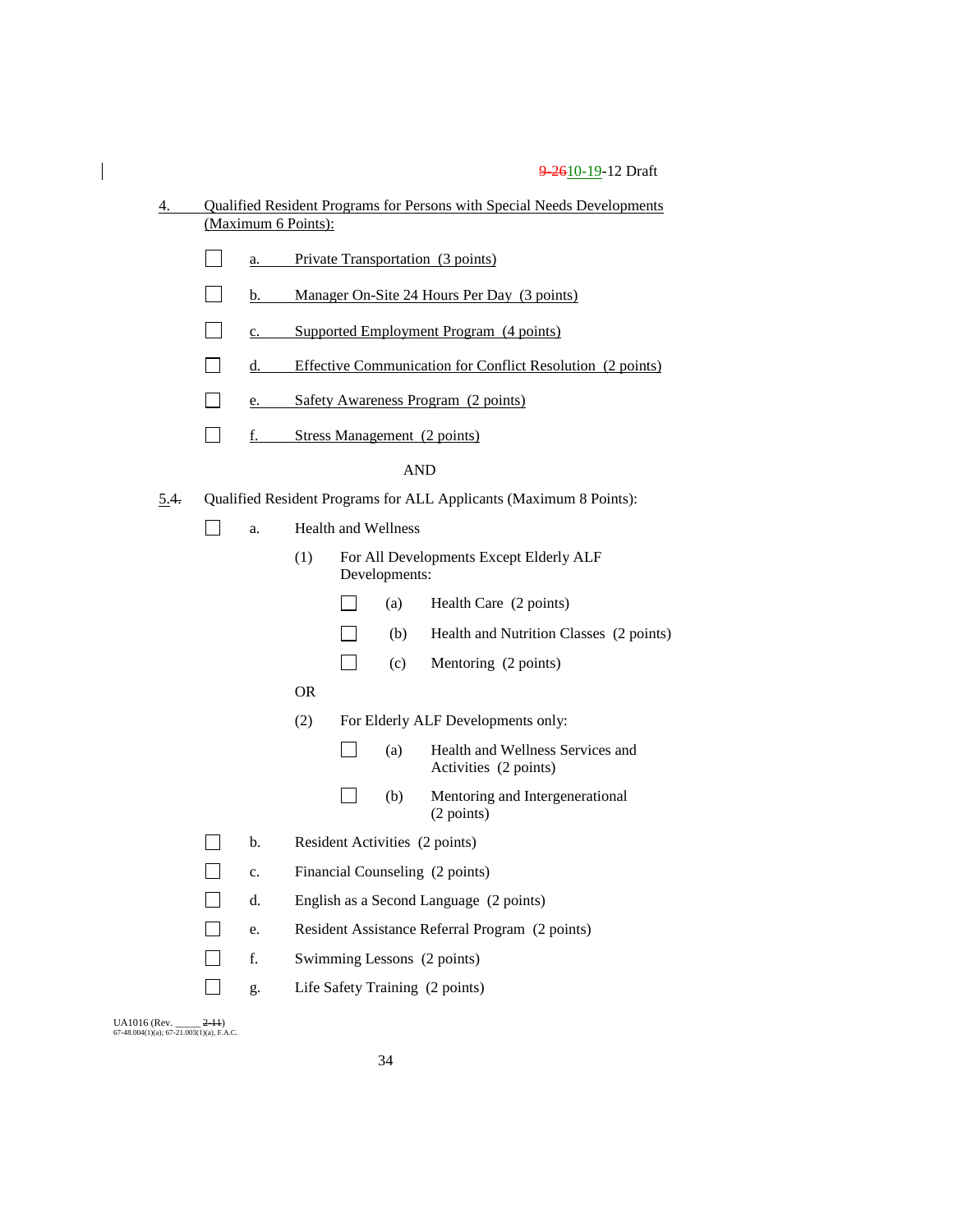4. Qualified Resident Programs for Persons with Special Needs Developments (Maximum 6 Points):

- ☐ a. Private Transportation (3 points)
- ☐ b. Manager On-Site 24 Hours Per Day (3 points)
- ☐ c. Supported Employment Program (4 points)
- ☐ d. Effective Communication for Conflict Resolution (2 points)
- ☐ e. Safety Awareness Program (2 points)
- ☐ f. Stress Management (2 points)

AND

5.4. Qualified Resident Programs for ALL Applicants (Maximum 8 Points):

- ☐ a. Health and Wellness
  - (1) For All Developments Except Elderly ALF Developments:
    - ☐ (a) Health Care (2 points)
    - ☐ (b) Health and Nutrition Classes (2 points)
    - ☐ (c) Mentoring (2 points)

  OR

  - (2) For Elderly ALF Developments only:
    - ☐ (a) Health and Wellness Services and Activities (2 points)
    - ☐ (b) Mentoring and Intergenerational (2 points)
- ☐ b. Resident Activities (2 points)
- ☐ c. Financial Counseling (2 points)
- ☐ d. English as a Second Language (2 points)
- ☐ e. Resident Assistance Referral Program (2 points)
- ☐ f. Swimming Lessons (2 points)
- ☐ g. Life Safety Training (2 points)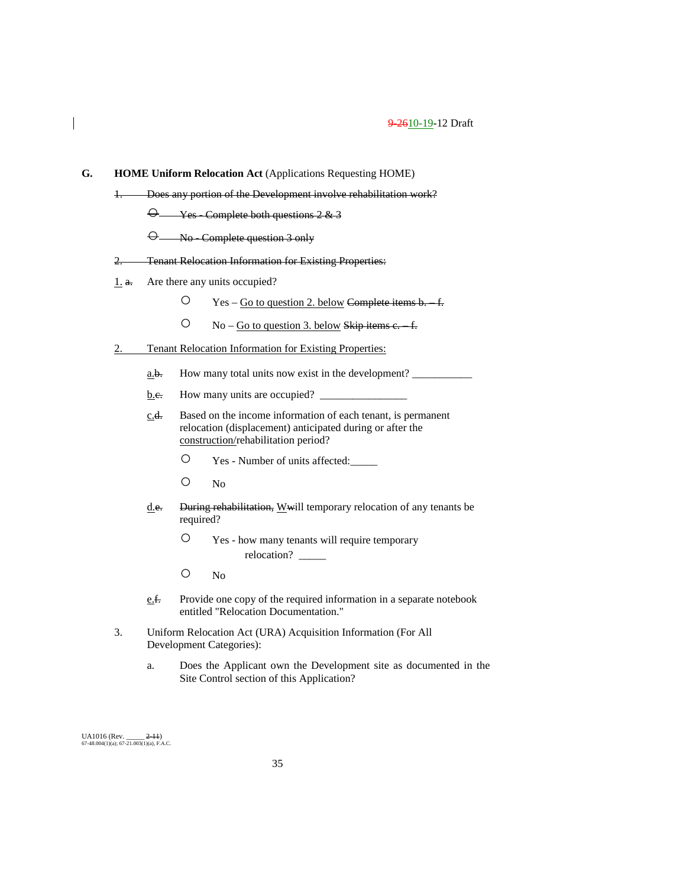9-26~~10-19~~-12 Draft

**G. HOME Uniform Relocation Act** (Applications Requesting HOME)

~~1. Does any portion of the Development involve rehabilitation work?~~

~~○ Yes - Complete both questions 2 & 3~~

~~○ No - Complete question 3 only~~

~~2. Tenant Relocation Information for Existing Properties:~~

1. ~~a.~~ Are there any units occupied?

   ○ Yes – Go to question 2. below ~~Complete items b. – f.~~

   ○ No – Go to question 3. below ~~Skip items c. – f.~~

2. Tenant Relocation Information for Existing Properties:

   a.~~b.~~ How many total units now exist in the development? ___________

   b.~~c.~~ How many units are occupied? ________________

   c.~~d.~~ Based on the income information of each tenant, is permanent relocation (displacement) anticipated during or after the construction/rehabilitation period?

   ○ Yes - Number of units affected:_____

   ○ No

   d.~~e.~~ ~~During rehabilitation,~~ W~~w~~ill temporary relocation of any tenants be required?

   ○ Yes - how many tenants will require temporary relocation? _____

   ○ No

   e.~~f.~~ Provide one copy of the required information in a separate notebook entitled "Relocation Documentation."

3. Uniform Relocation Act (URA) Acquisition Information (For All Development Categories):

   a. Does the Applicant own the Development site as documented in the Site Control section of this Application?

UA1016 (Rev. _____ ~~2-11~~)
67-48.004(1)(a); 67-21.003(1)(a), F.A.C.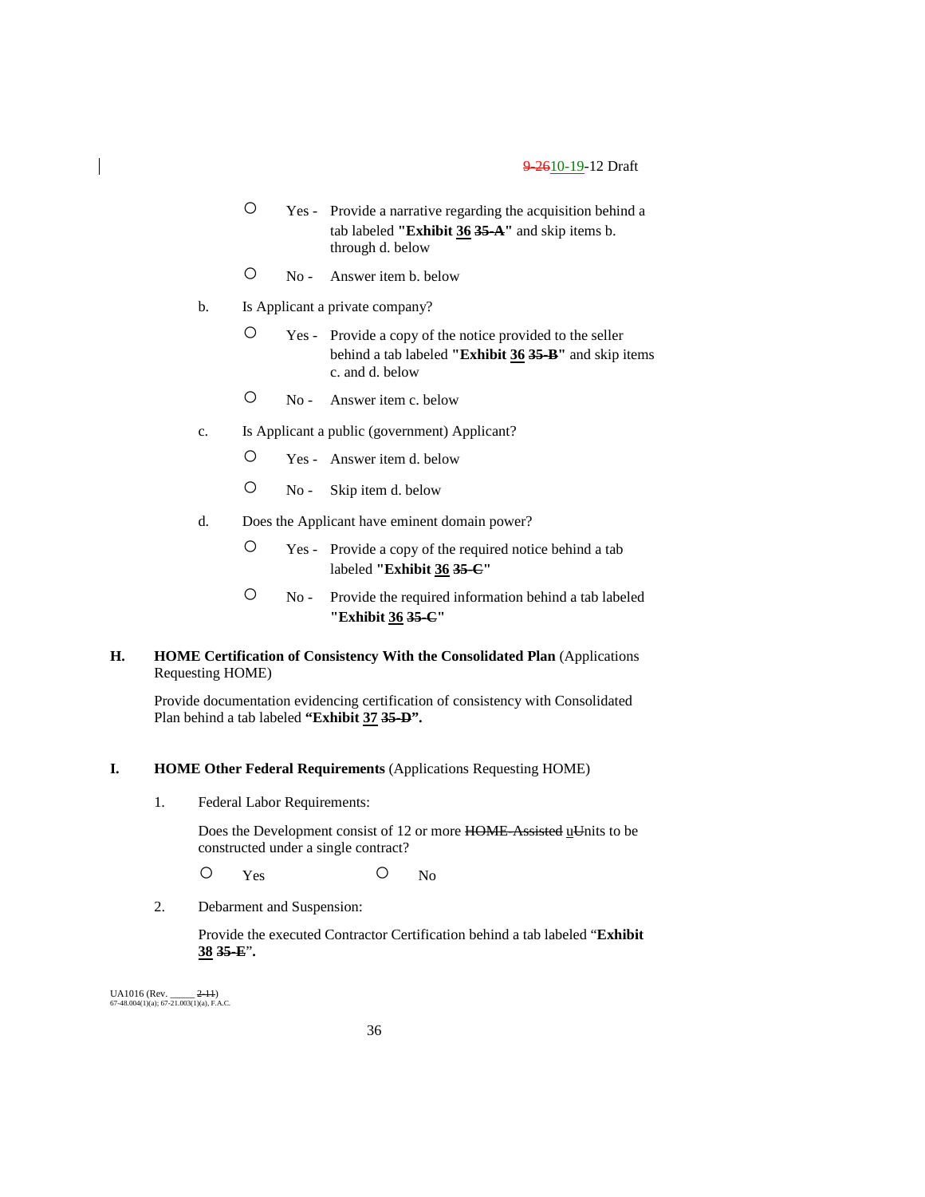- ○ Yes - Provide a narrative regarding the acquisition behind a tab labeled **"Exhibit 36 ~~35-A~~"** and skip items b. through d. below
- ○ No - Answer item b. below

b. Is Applicant a private company?

- ○ Yes - Provide a copy of the notice provided to the seller behind a tab labeled **"Exhibit 36 ~~35-B~~"** and skip items c. and d. below
- ○ No - Answer item c. below

c. Is Applicant a public (government) Applicant?

- ○ Yes - Answer item d. below
- ○ No - Skip item d. below

d. Does the Applicant have eminent domain power?

- ○ Yes - Provide a copy of the required notice behind a tab labeled **"Exhibit 36 ~~35-C~~"**
- ○ No - Provide the required information behind a tab labeled **"Exhibit 36 ~~35-C~~"**

**H. HOME Certification of Consistency With the Consolidated Plan** (Applications Requesting HOME)

Provide documentation evidencing certification of consistency with Consolidated Plan behind a tab labeled **"Exhibit 37 ~~35-D~~".**

**I. HOME Other Federal Requirements** (Applications Requesting HOME)

1. Federal Labor Requirements:

   Does the Development consist of 12 or more ~~HOME-Assisted~~ u~~U~~nits to be constructed under a single contract?

   ○ Yes ○ No

2. Debarment and Suspension:

   Provide the executed Contractor Certification behind a tab labeled "**Exhibit 38 ~~35-E~~**".

UA1016 (Rev. _____ ~~2-11~~)
67-48.004(1)(a); 67-21.003(1)(a), F.A.C.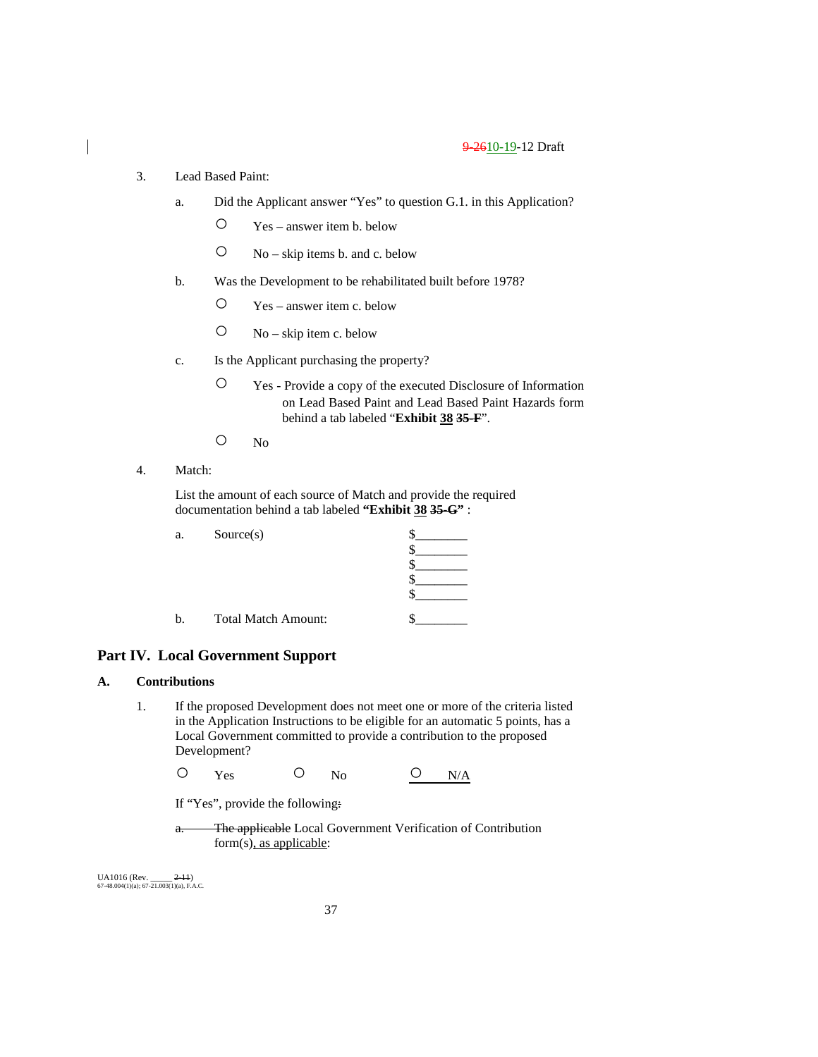3. Lead Based Paint:

   a. Did the Applicant answer "Yes" to question G.1. in this Application?

      ○ Yes – answer item b. below

      ○ No – skip items b. and c. below

   b. Was the Development to be rehabilitated built before 1978?

      ○ Yes – answer item c. below

      ○ No – skip item c. below

   c. Is the Applicant purchasing the property?

      ○ Yes - Provide a copy of the executed Disclosure of Information on Lead Based Paint and Lead Based Paint Hazards form behind a tab labeled "**Exhibit 38 ~~35-F~~**".

      ○ No

4. Match:

   List the amount of each source of Match and provide the required documentation behind a tab labeled **"Exhibit 38 ~~35-G~~"** :

   a. Source(s) $________
   $________
   $________
   $________
   $________

   b. Total Match Amount: $________

## Part IV. Local Government Support

### A. Contributions

1. If the proposed Development does not meet one or more of the criteria listed in the Application Instructions to be eligible for an automatic 5 points, has a Local Government committed to provide a contribution to the proposed Development?

   ○ Yes ○ No ○ N/A

   If "Yes", provide the following~~:~~

   ~~a.~~ ~~The applicable~~ Local Government Verification of Contribution form(s), as applicable: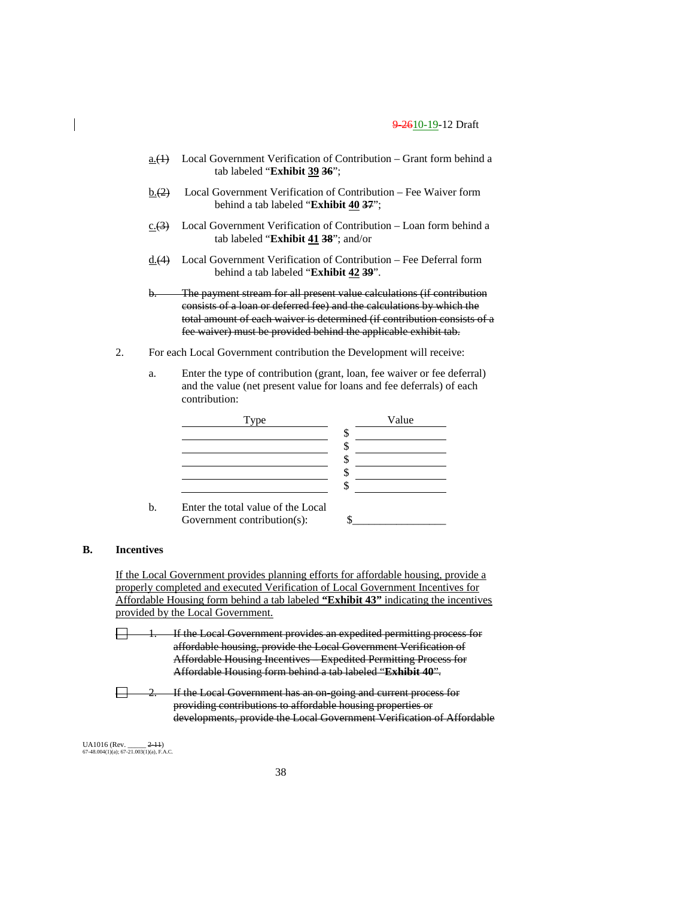a.(1) Local Government Verification of Contribution – Grant form behind a tab labeled "**Exhibit 39 36**";

b.(2) Local Government Verification of Contribution – Fee Waiver form behind a tab labeled "**Exhibit 40 37**";

c.(3) Local Government Verification of Contribution – Loan form behind a tab labeled "**Exhibit 41 38**"; and/or

d.(4) Local Government Verification of Contribution – Fee Deferral form behind a tab labeled "**Exhibit 42 39**".

~~b. The payment stream for all present value calculations (if contribution consists of a loan or deferred fee) and the calculations by which the total amount of each waiver is determined (if contribution consists of a fee waiver) must be provided behind the applicable exhibit tab.~~

2. For each Local Government contribution the Development will receive:

   a. Enter the type of contribution (grant, loan, fee waiver or fee deferral) and the value (net present value for loans and fee deferrals) of each contribution:

| Type | Value |
|---|---|
| | $ |
| | $ |
| | $ |
| | $ |
| | $ |

   b. Enter the total value of the Local Government contribution(s): $_______________

## B. Incentives

If the Local Government provides planning efforts for affordable housing, provide a properly completed and executed Verification of Local Government Incentives for Affordable Housing form behind a tab labeled **"Exhibit 43"** indicating the incentives provided by the Local Government.

☐ ~~1. If the Local Government provides an expedited permitting process for affordable housing, provide the Local Government Verification of Affordable Housing Incentives – Expedited Permitting Process for Affordable Housing form behind a tab labeled "**Exhibit 40**".~~

☐ ~~2. If the Local Government has an on-going and current process for providing contributions to affordable housing properties or developments, provide the Local Government Verification of Affordable~~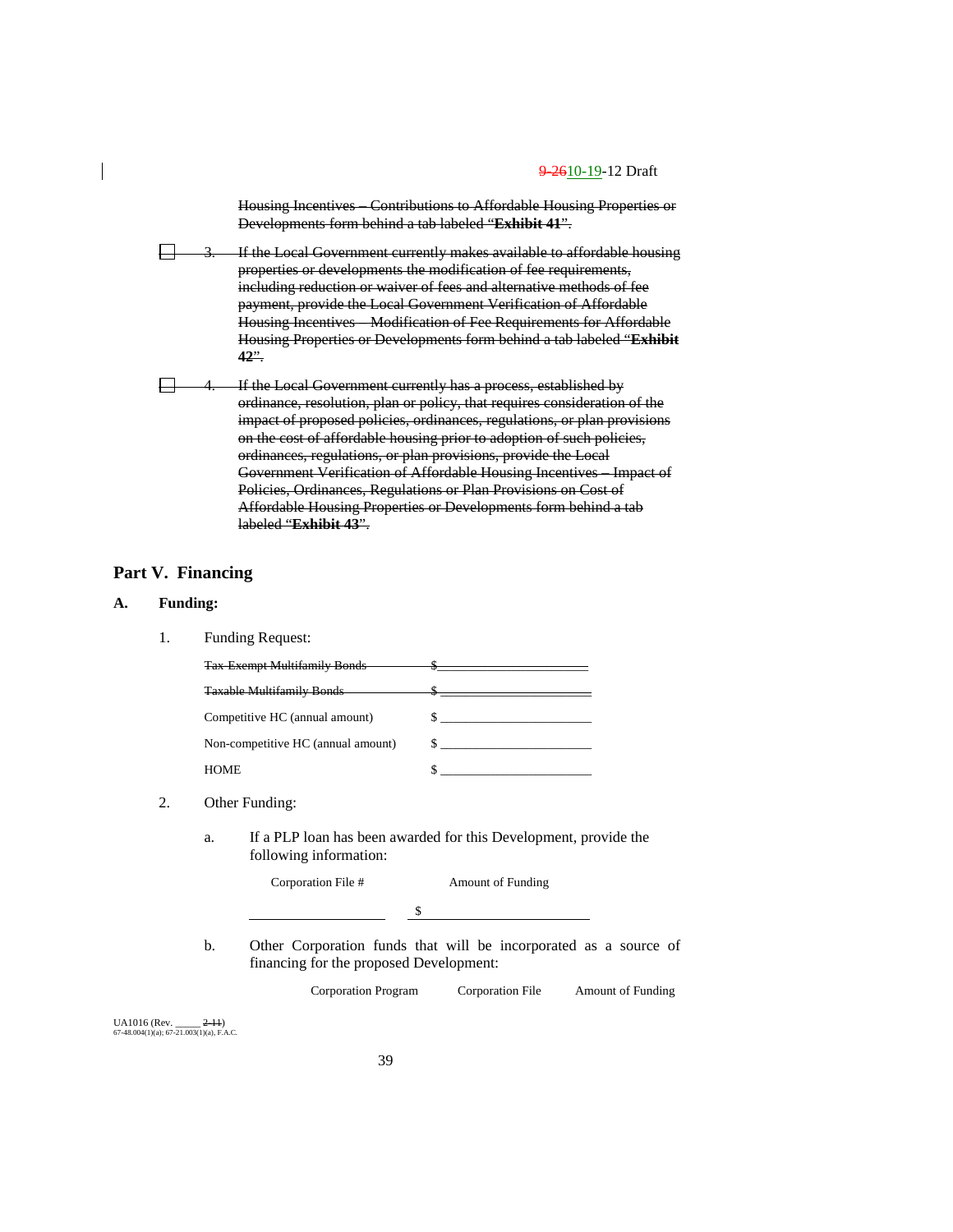~~Housing Incentives – Contributions to Affordable Housing Properties or Developments form behind a tab labeled "**Exhibit 41**".~~

☐ ~~3. If the Local Government currently makes available to affordable housing properties or developments the modification of fee requirements, including reduction or waiver of fees and alternative methods of fee payment, provide the Local Government Verification of Affordable Housing Incentives – Modification of Fee Requirements for Affordable Housing Properties or Developments form behind a tab labeled "**Exhibit 42**".~~

☐ ~~4. If the Local Government currently has a process, established by ordinance, resolution, plan or policy, that requires consideration of the impact of proposed policies, ordinances, regulations, or plan provisions on the cost of affordable housing prior to adoption of such policies, ordinances, regulations, or plan provisions, provide the Local Government Verification of Affordable Housing Incentives – Impact of Policies, Ordinances, Regulations or Plan Provisions on Cost of Affordable Housing Properties or Developments form behind a tab labeled "**Exhibit 43**".~~

## Part V. Financing

### A. Funding:

1. Funding Request:

| | |
|---|---|
| ~~Tax Exempt Multifamily Bonds~~ | ~~$\_\_\_\_\_\_\_\_\_\_\_\_\_\_\_\_\_\_\_\_~~ |
| ~~Taxable Multifamily Bonds~~ | ~~$\_\_\_\_\_\_\_\_\_\_\_\_\_\_\_\_\_\_\_\_~~ |
| Competitive HC (annual amount) | $ \_\_\_\_\_\_\_\_\_\_\_\_\_\_\_\_\_\_\_\_ |
| Non-competitive HC (annual amount) | $ \_\_\_\_\_\_\_\_\_\_\_\_\_\_\_\_\_\_\_\_ |
| HOME | $ \_\_\_\_\_\_\_\_\_\_\_\_\_\_\_\_\_\_\_\_ |

2. Other Funding:

   a. If a PLP loan has been awarded for this Development, provide the following information:

| Corporation File # | Amount of Funding |
|---|---|
| \_\_\_\_\_\_\_\_\_\_\_\_\_\_\_\_\_\_ | $ \_\_\_\_\_\_\_\_\_\_\_\_\_\_\_\_\_\_\_\_ |

   b. Other Corporation funds that will be incorporated as a source of financing for the proposed Development:

| Corporation Program | Corporation File | Amount of Funding |
|---|---|---|

UA1016 (Rev. \_\_\_\_\_ ~~2-11~~)
67-48.004(1)(a); 67-21.003(1)(a), F.A.C.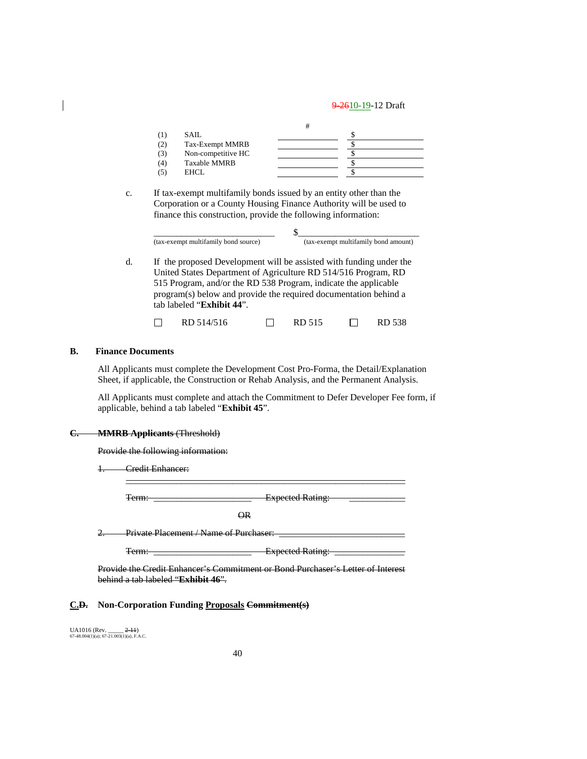| | | # | |
|---|---|---|---|
| (1) | SAIL | ________ | $________ |
| (2) | Tax-Exempt MMRB | ________ | $________ |
| (3) | Non-competitive HC | ________ | $________ |
| (4) | Taxable MMRB | ________ | $________ |
| (5) | EHCL | ________ | $________ |

c. If tax-exempt multifamily bonds issued by an entity other than the Corporation or a County Housing Finance Authority will be used to finance this construction, provide the following information:

______________________________ $______________________________

(tax-exempt multifamily bond source) (tax-exempt multifamily bond amount)

d. If the proposed Development will be assisted with funding under the United States Department of Agriculture RD 514/516 Program, RD 515 Program, and/or the RD 538 Program, indicate the applicable program(s) below and provide the required documentation behind a tab labeled "**Exhibit 44**".

☐ RD 514/516 ☐ RD 515 ☐ RD 538

**B. Finance Documents**

All Applicants must complete the Development Cost Pro-Forma, the Detail/Explanation Sheet, if applicable, the Construction or Rehab Analysis, and the Permanent Analysis.

All Applicants must complete and attach the Commitment to Defer Developer Fee form, if applicable, behind a tab labeled "**Exhibit 45**".

~~**C. MMRB Applicants** (Threshold)~~

~~Provide the following information:~~

~~1. Credit Enhancer:~~ ______________________________

~~Term:~~ ______________ ~~Expected Rating:~~ ______________

~~OR~~

~~2. Private Placement / Name of Purchaser:~~ ______________________________

~~Term:~~ ______________ ~~Expected Rating:~~ ______________

~~Provide the Credit Enhancer's Commitment or Bond Purchaser's Letter of Interest behind a tab labeled "**Exhibit 46**".~~

**C.~~D.~~ Non-Corporation Funding Proposals ~~Commitment(s)~~**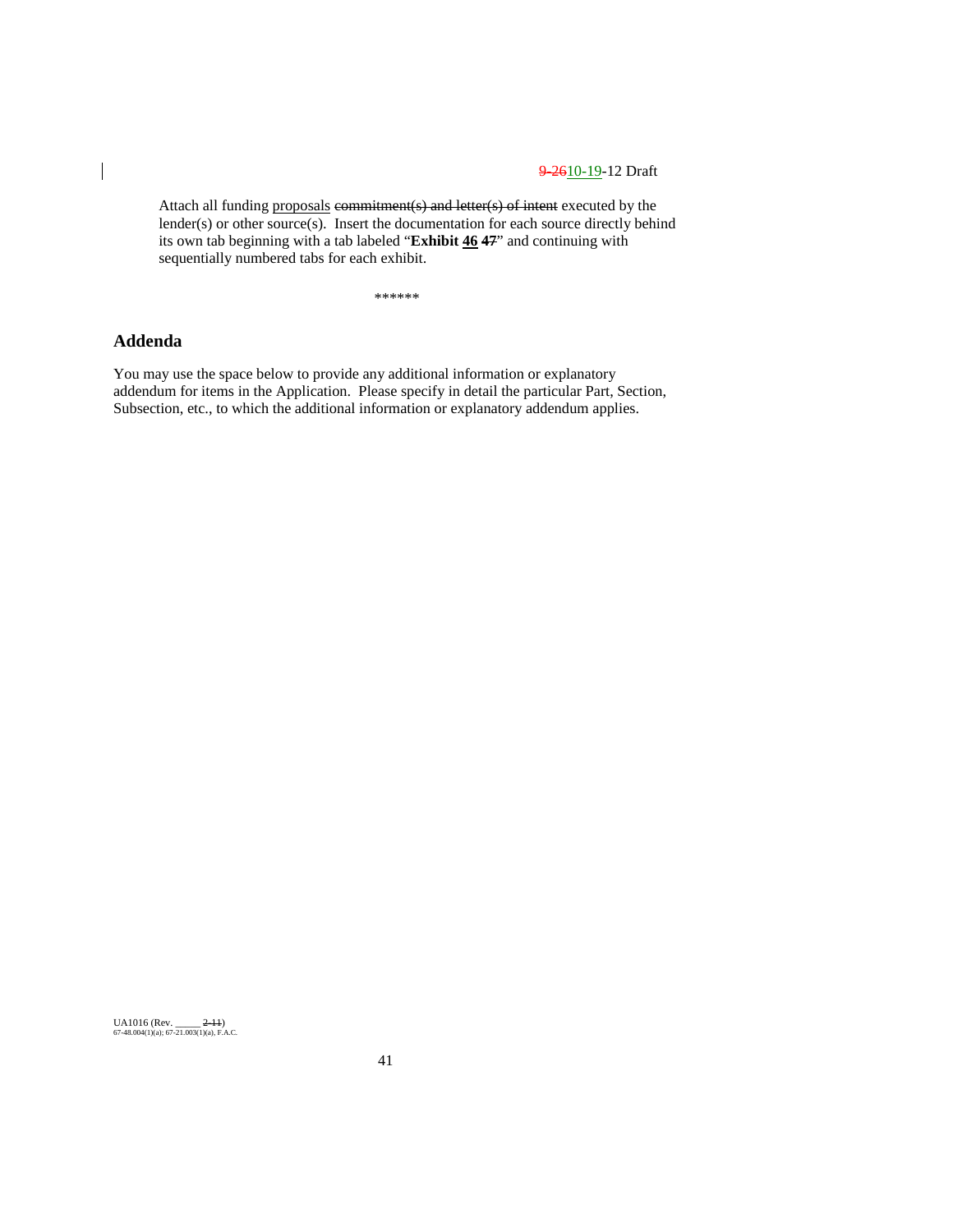9-2610-19-12 Draft

Attach all funding proposals ~~commitment(s) and letter(s) of intent~~ executed by the lender(s) or other source(s). Insert the documentation for each source directly behind its own tab beginning with a tab labeled "**Exhibit 46 ~~47~~**" and continuing with sequentially numbered tabs for each exhibit.

\*\*\*\*\*\*

## Addenda

You may use the space below to provide any additional information or explanatory addendum for items in the Application. Please specify in detail the particular Part, Section, Subsection, etc., to which the additional information or explanatory addendum applies.

UA1016 (Rev. _____ ~~2-11~~)
67-48.004(1)(a); 67-21.003(1)(a), F.A.C.